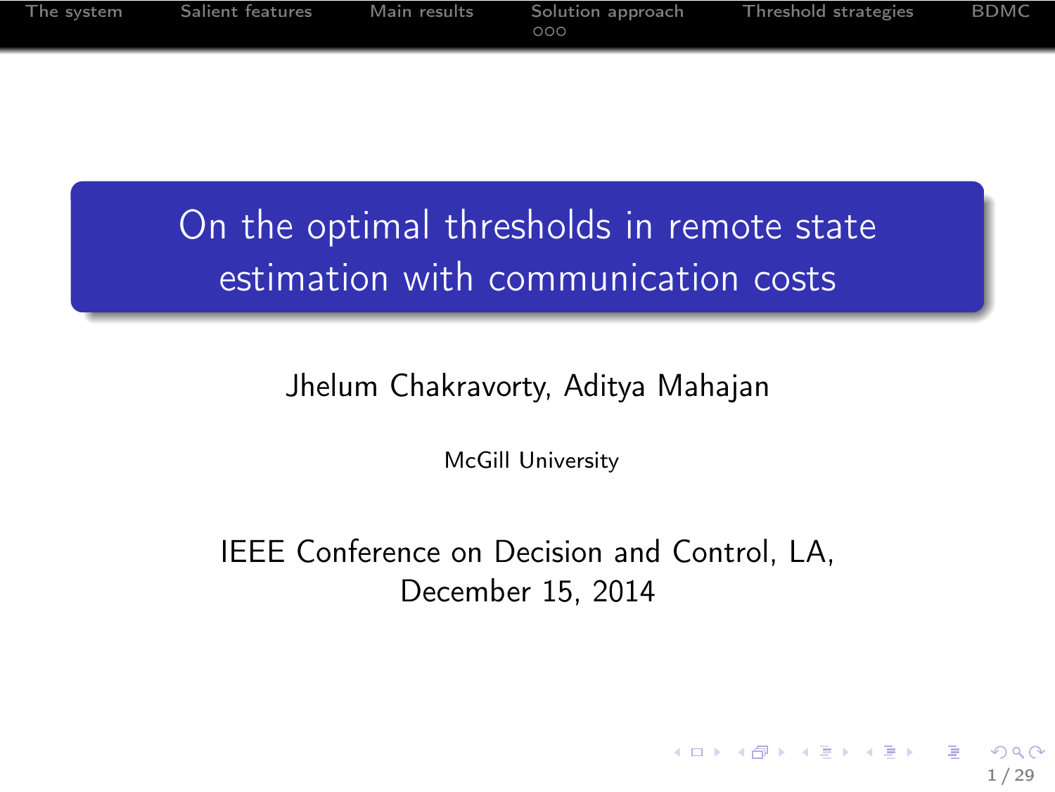# On the optimal thresholds in remote state estimation with communication costs

Jhelum Chakravorty, Aditya Mahajan

McGill University

IEEE Conference on Decision and Control, LA,
December 15, 2014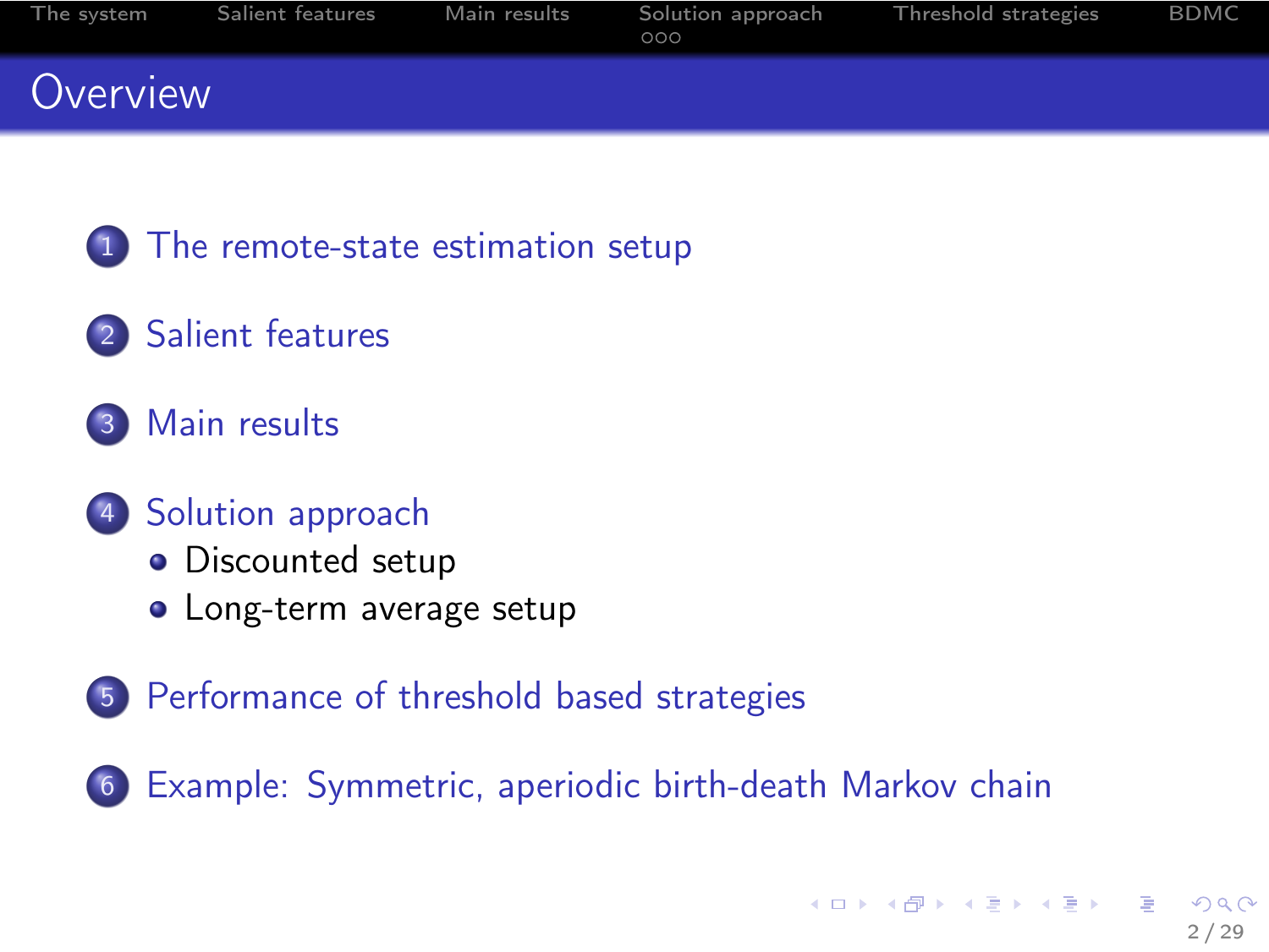# Overview

1. The remote-state estimation setup
2. Salient features
3. Main results
4. Solution approach
   - Discounted setup
   - Long-term average setup
5. Performance of threshold based strategies
6. Example: Symmetric, aperiodic birth-death Markov chain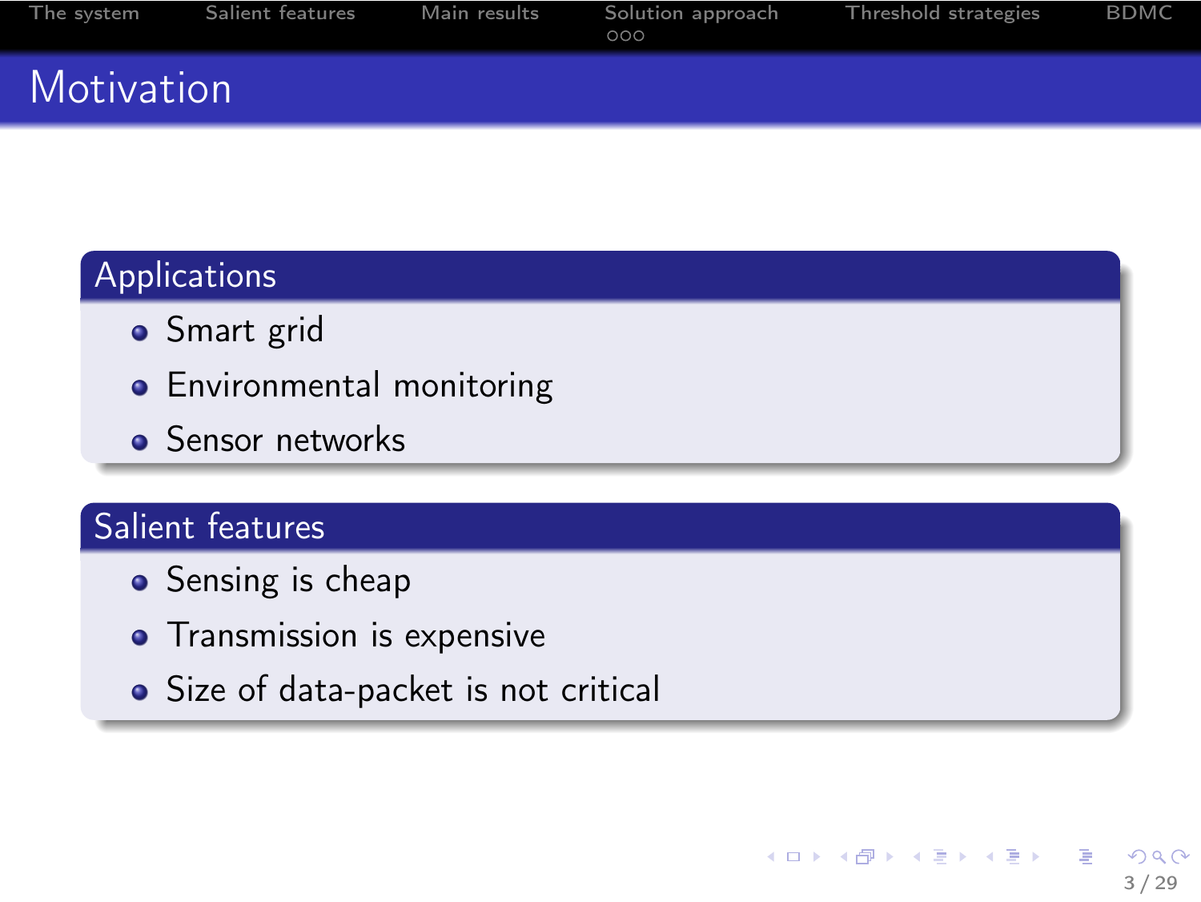# Motivation

## Applications

- Smart grid
- Environmental monitoring
- Sensor networks

## Salient features

- Sensing is cheap
- Transmission is expensive
- Size of data-packet is not critical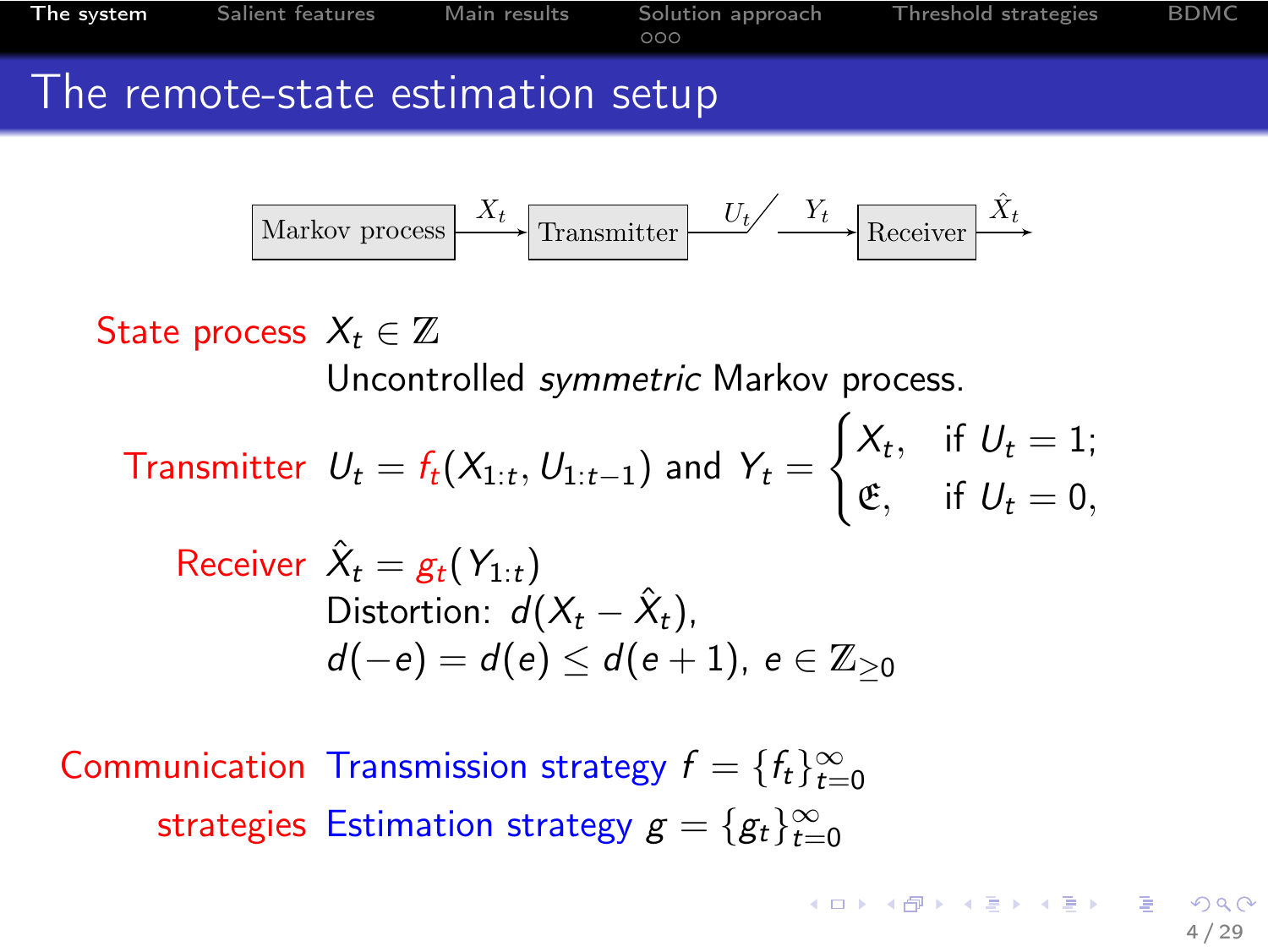# The remote-state estimation setup

Markov process $\xrightarrow{X_t}$ Transmitter $\xrightarrow{U_t \quad Y_t}$ Receiver $\xrightarrow{\hat{X}_t}$

**State process** $X_t \in \mathbb{Z}$

Uncontrolled *symmetric* Markov process.

**Transmitter** $U_t = f_t(X_{1:t}, U_{1:t-1})$ and $Y_t = \begin{cases} X_t, & \text{if } U_t = 1; \\ \mathfrak{E}, & \text{if } U_t = 0, \end{cases}$

**Receiver** $\hat{X}_t = g_t(Y_{1:t})$

Distortion: $d(X_t - \hat{X}_t)$,

$d(-e) = d(e) \le d(e+1)$, $e \in \mathbb{Z}_{\ge 0}$

**Communication strategies**

Transmission strategy $f = \{f_t\}_{t=0}^{\infty}$

Estimation strategy $g = \{g_t\}_{t=0}^{\infty}$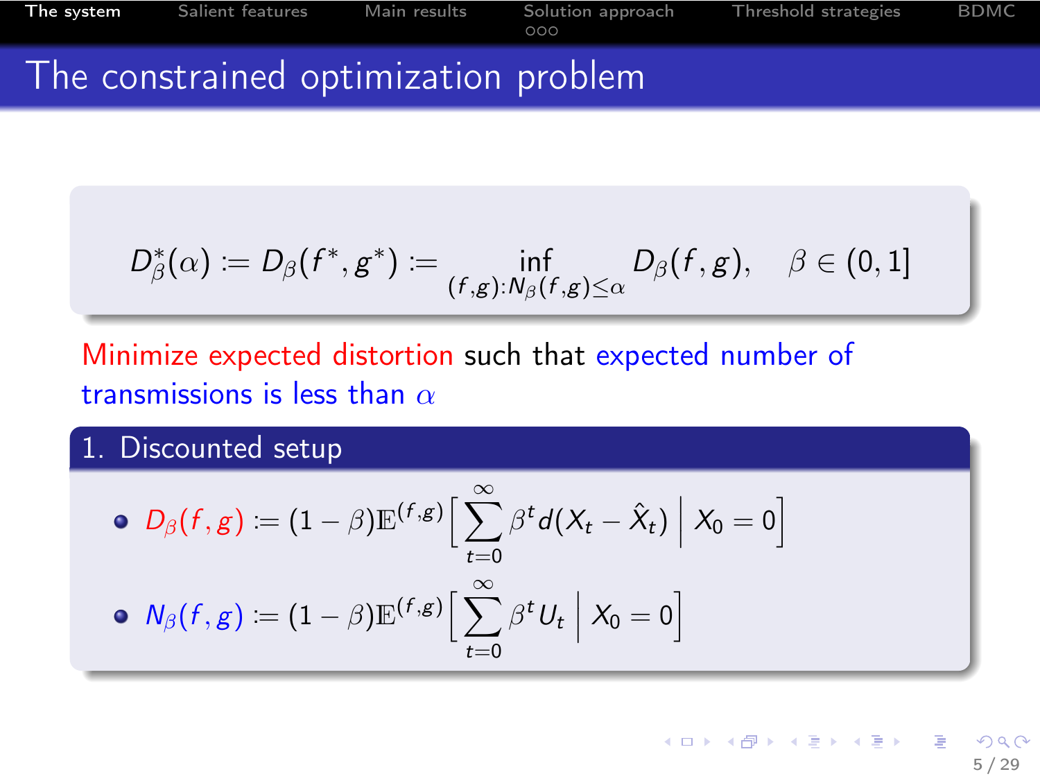# The constrained optimization problem

$$D^*_\beta(\alpha) := D_\beta(f^*, g^*) := \inf_{(f,g): N_\beta(f,g) \le \alpha} D_\beta(f, g), \quad \beta \in (0, 1]$$

Minimize expected distortion such that expected number of transmissions is less than $\alpha$

## 1. Discounted setup

- $D_\beta(f, g) := (1 - \beta)\mathbb{E}^{(f,g)}\left[\sum_{t=0}^{\infty} \beta^t d(X_t - \hat{X}_t) \;\middle|\; X_0 = 0\right]$
- $N_\beta(f, g) := (1 - \beta)\mathbb{E}^{(f,g)}\left[\sum_{t=0}^{\infty} \beta^t U_t \;\middle|\; X_0 = 0\right]$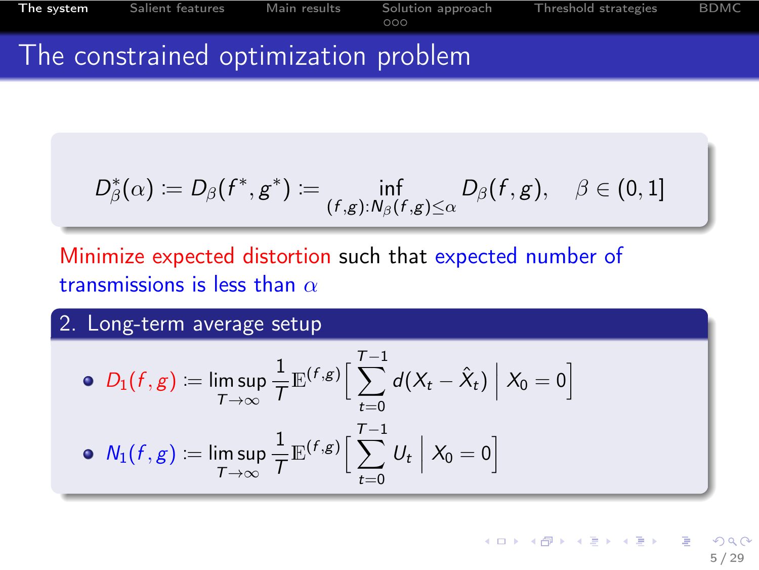# The constrained optimization problem

$$D^*_\beta(\alpha) := D_\beta(f^*, g^*) := \inf_{(f,g): N_\beta(f,g) \le \alpha} D_\beta(f, g), \quad \beta \in (0, 1]$$

Minimize expected distortion such that expected number of transmissions is less than $\alpha$

## 2. Long-term average setup

- $D_1(f, g) := \limsup_{T \to \infty} \frac{1}{T} \mathbb{E}^{(f,g)} \Big[ \sum_{t=0}^{T-1} d(X_t - \hat{X}_t) \;\Big|\; X_0 = 0 \Big]$
- $N_1(f, g) := \limsup_{T \to \infty} \frac{1}{T} \mathbb{E}^{(f,g)} \Big[ \sum_{t=0}^{T-1} U_t \;\Big|\; X_0 = 0 \Big]$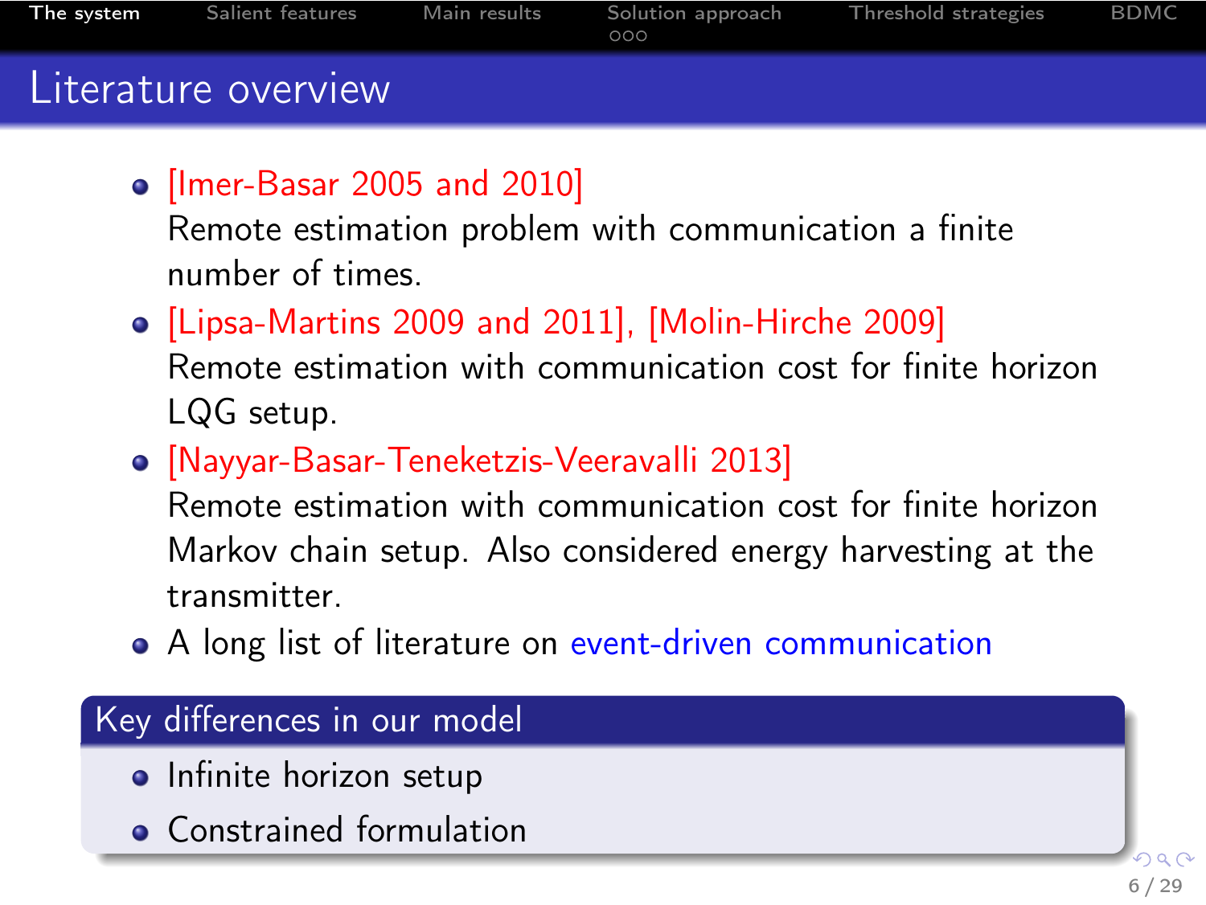# Literature overview

- [Imer-Basar 2005 and 2010]
  Remote estimation problem with communication a finite number of times.
- [Lipsa-Martins 2009 and 2011], [Molin-Hirche 2009]
  Remote estimation with communication cost for finite horizon LQG setup.
- [Nayyar-Basar-Teneketzis-Veeravalli 2013]
  Remote estimation with communication cost for finite horizon Markov chain setup. Also considered energy harvesting at the transmitter.
- A long list of literature on event-driven communication

## Key differences in our model

- Infinite horizon setup
- Constrained formulation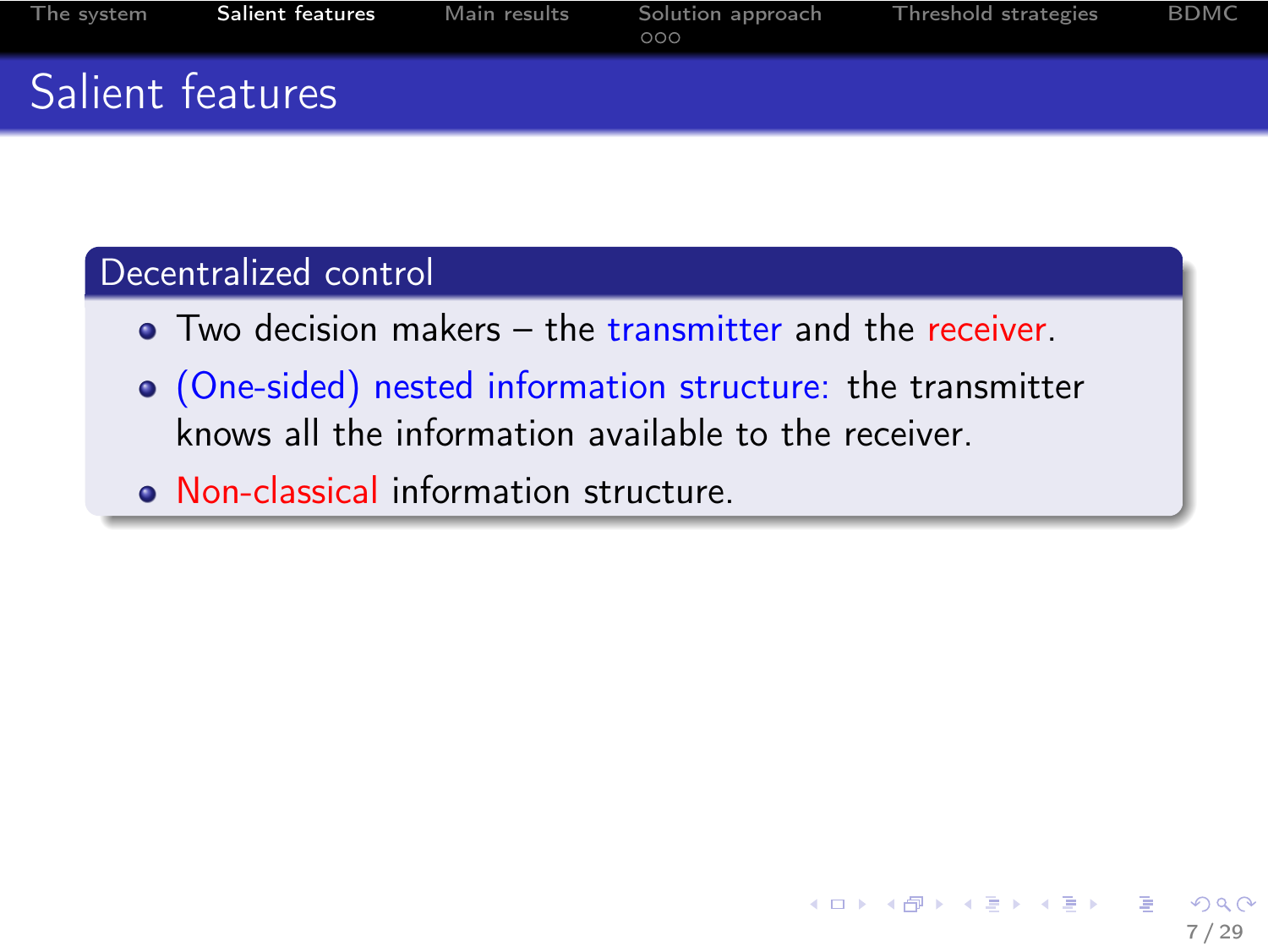# Salient features

## Decentralized control

- Two decision makers – the transmitter and the receiver.
- (One-sided) nested information structure: the transmitter knows all the information available to the receiver.
- Non-classical information structure.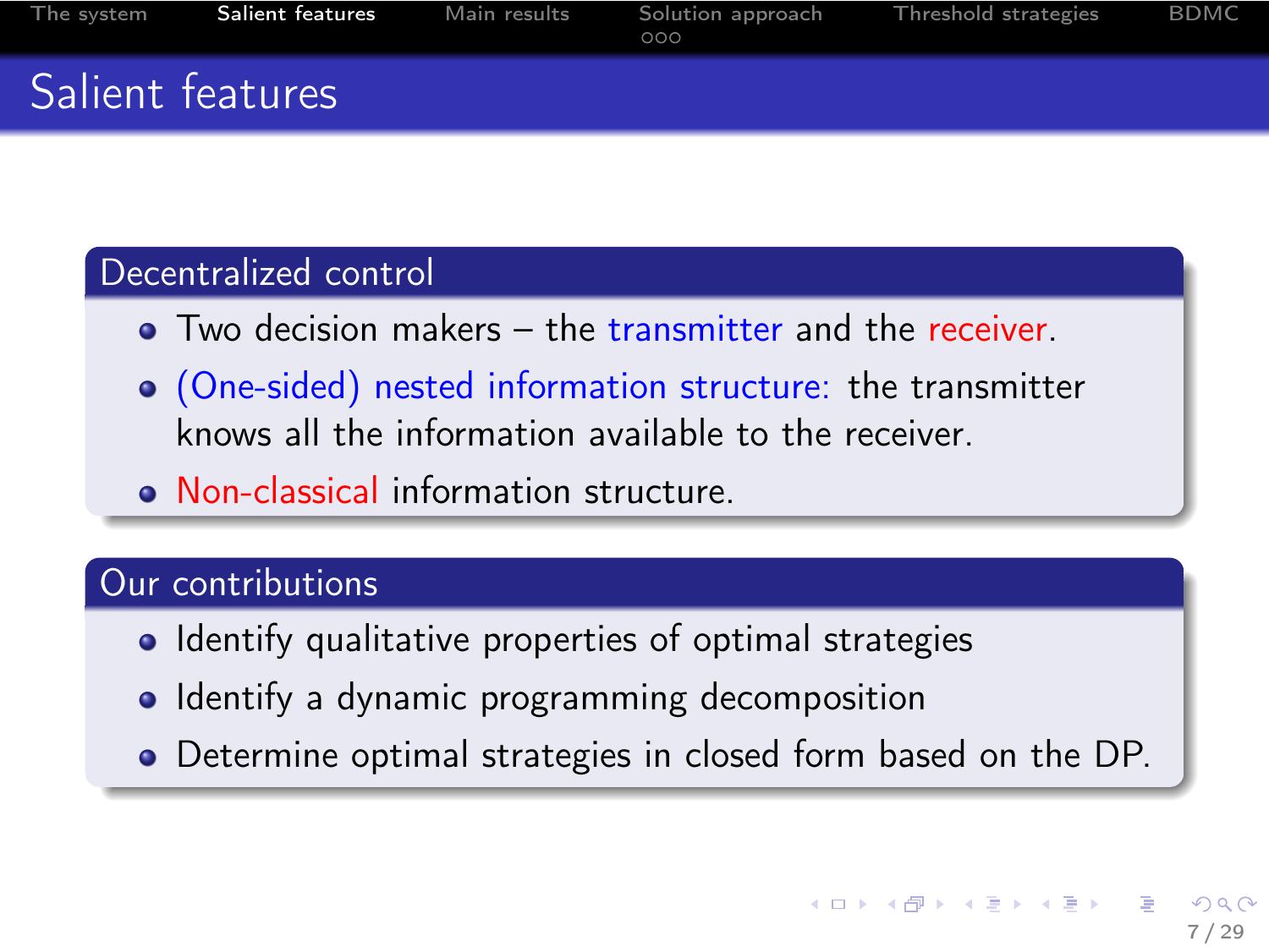# Salient features

## Decentralized control

- Two decision makers – the transmitter and the receiver.
- (One-sided) nested information structure: the transmitter knows all the information available to the receiver.
- Non-classical information structure.

## Our contributions

- Identify qualitative properties of optimal strategies
- Identify a dynamic programming decomposition
- Determine optimal strategies in closed form based on the DP.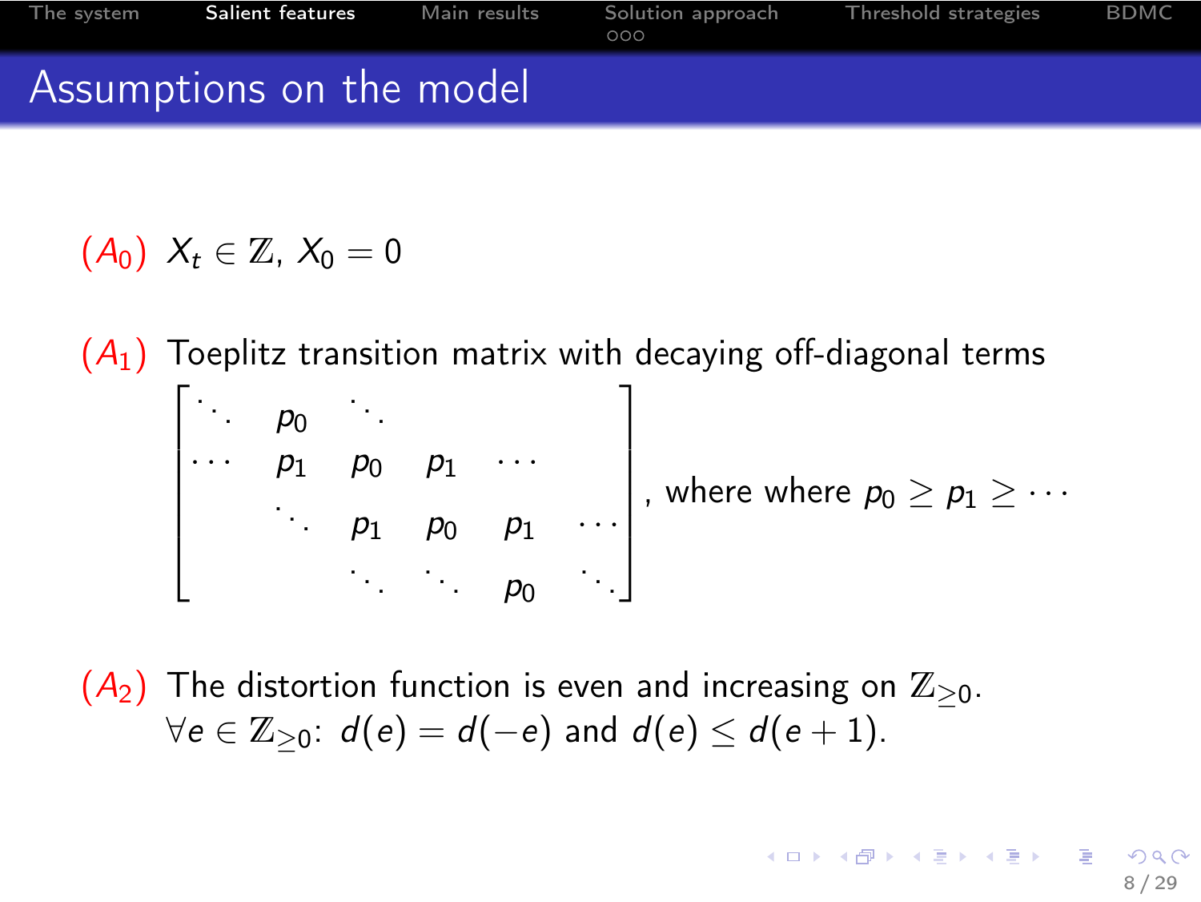# Assumptions on the model

$(A_0)$ $X_t \in \mathbb{Z}$, $X_0 = 0$

$(A_1)$ Toeplitz transition matrix with decaying off-diagonal terms

$$
\begin{bmatrix}
\ddots & p_0 & \ddots & & & \\
\cdots & p_1 & p_0 & p_1 & \cdots & \\
 & \ddots & p_1 & p_0 & p_1 & \cdots \\
 & & \ddots & \ddots & p_0 & \ddots
\end{bmatrix}, \text{ where where } p_0 \geq p_1 \geq \cdots
$$

$(A_2)$ The distortion function is even and increasing on $\mathbb{Z}_{\geq 0}$.
$\forall e \in \mathbb{Z}_{\geq 0}$: $d(e) = d(-e)$ and $d(e) \leq d(e+1)$.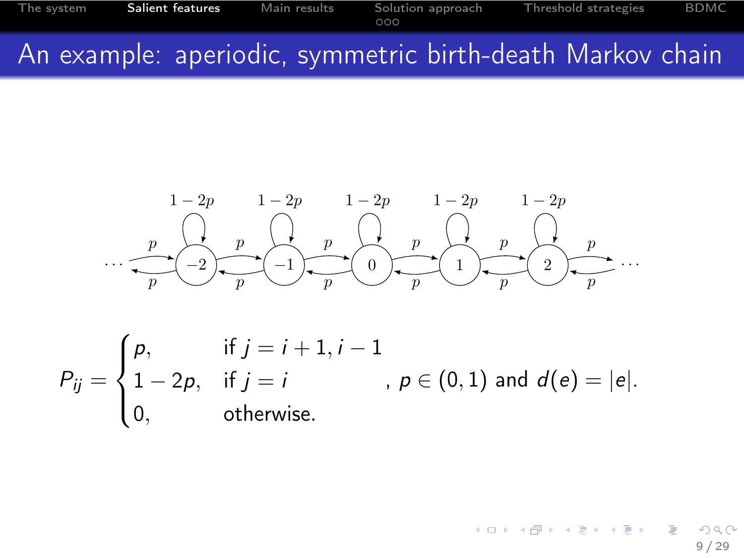# An example: aperiodic, symmetric birth-death Markov chain

$\cdots$ $-2$ $-1$ $0$ $1$ $2$ $\cdots$

$1-2p$ $1-2p$ $1-2p$ $1-2p$ $1-2p$

$p$ $p$ $p$ $p$ $p$ $p$

$p$ $p$ $p$ $p$ $p$ $p$

$$P_{ij} = \begin{cases} p, & \text{if } j = i+1, i-1 \\ 1-2p, & \text{if } j = i \\ 0, & \text{otherwise.} \end{cases}, \; p \in (0,1) \text{ and } d(e) = |e|.$$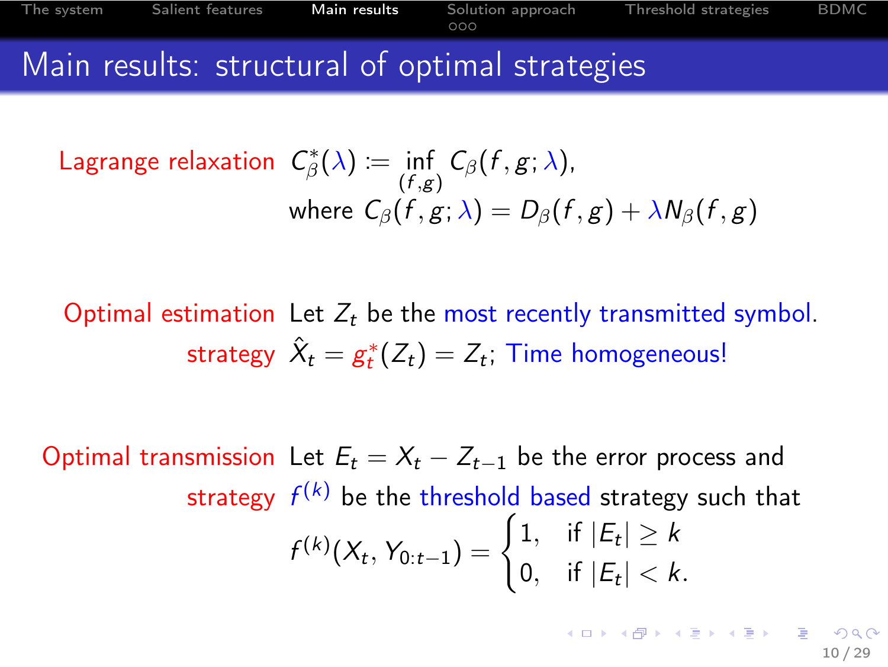# Main results: structural of optimal strategies

**Lagrange relaxation**

$$C^*_\beta(\lambda) := \inf_{(f,g)} C_\beta(f, g; \lambda),$$

where $C_\beta(f, g; \lambda) = D_\beta(f, g) + \lambda N_\beta(f, g)$

**Optimal estimation strategy**

Let $Z_t$ be the most recently transmitted symbol.

$\hat{X}_t = g^*_t(Z_t) = Z_t$; Time homogeneous!

**Optimal transmission strategy**

Let $E_t = X_t - Z_{t-1}$ be the error process and $f^{(k)}$ be the threshold based strategy such that

$$f^{(k)}(X_t, Y_{0:t-1}) = \begin{cases} 1, & \text{if } |E_t| \geq k \\ 0, & \text{if } |E_t| < k. \end{cases}$$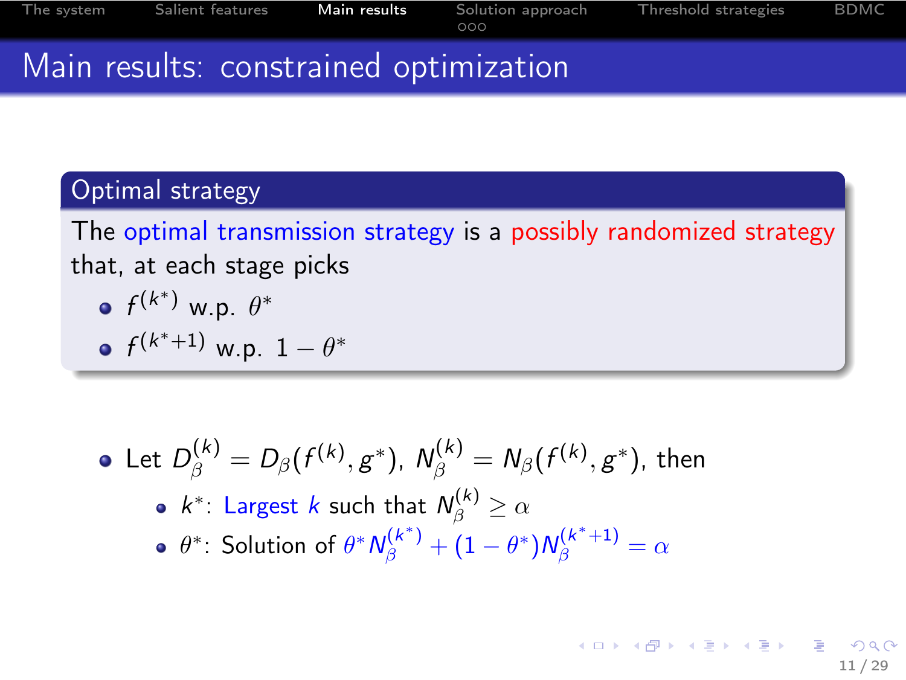# Main results: constrained optimization

### Optimal strategy

The optimal transmission strategy is a possibly randomized strategy that, at each stage picks

- $f^{(k^*)}$ w.p. $\theta^*$
- $f^{(k^*+1)}$ w.p. $1 - \theta^*$

- Let $D_\beta^{(k)} = D_\beta(f^{(k)}, g^*)$, $N_\beta^{(k)} = N_\beta(f^{(k)}, g^*)$, then
  - $k^*$: Largest $k$ such that $N_\beta^{(k)} \geq \alpha$
  - $\theta^*$: Solution of $\theta^* N_\beta^{(k^*)} + (1 - \theta^*) N_\beta^{(k^*+1)} = \alpha$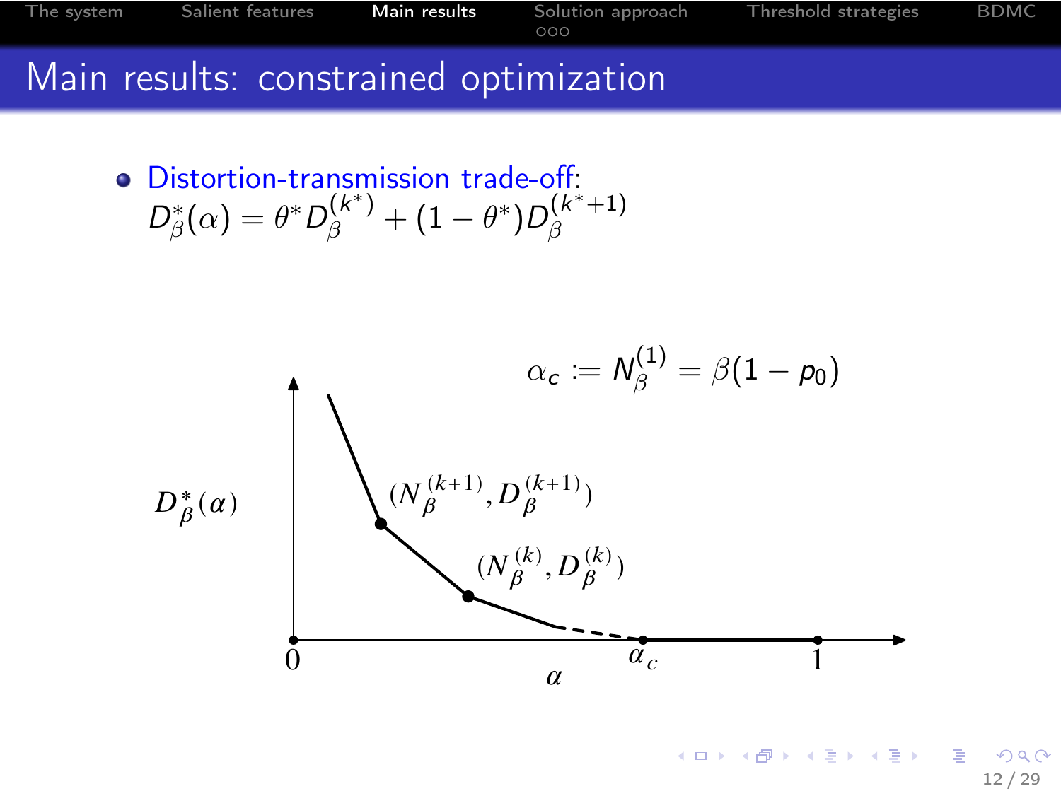# Main results: constrained optimization

- Distortion-transmission trade-off: $D^*_\beta(\alpha) = \theta^* D_\beta^{(k^*)} + (1-\theta^*) D_\beta^{(k^*+1)}$

$\alpha_c \coloneqq N_\beta^{(1)} = \beta(1-p_0)$

$D^*_\beta(\alpha)$

$(N_\beta^{(k+1)}, D_\beta^{(k+1)})$

$(N_\beta^{(k)}, D_\beta^{(k)})$

0

$\alpha_c$

1

$\alpha$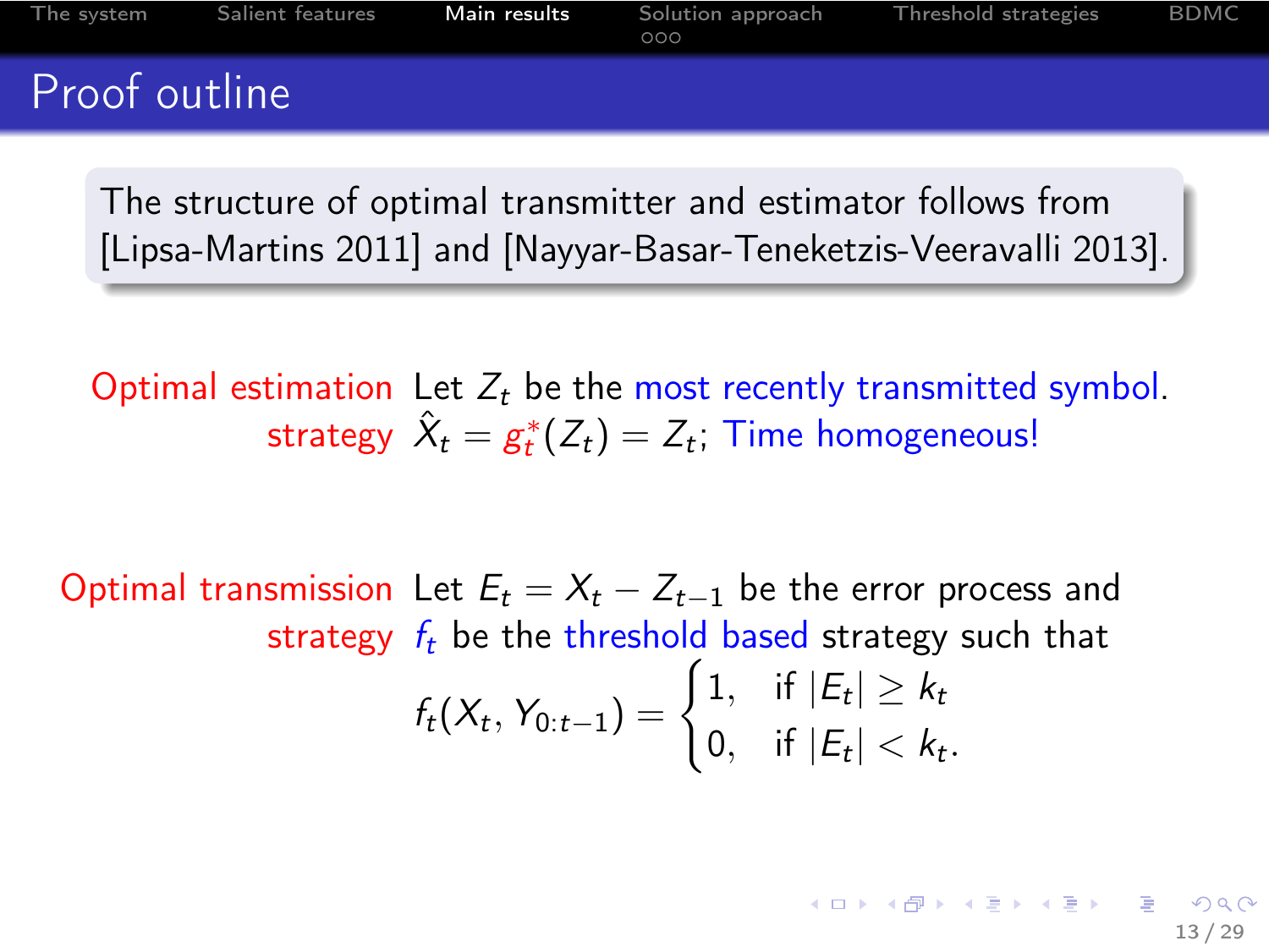# Proof outline

The structure of optimal transmitter and estimator follows from [Lipsa-Martins 2011] and [Nayyar-Basar-Teneketzis-Veeravalli 2013].

**Optimal estimation strategy** Let $Z_t$ be the most recently transmitted symbol. $\hat{X}_t = g_t^*(Z_t) = Z_t$; Time homogeneous!

**Optimal transmission strategy** Let $E_t = X_t - Z_{t-1}$ be the error process and $f_t$ be the threshold based strategy such that

$$f_t(X_t, Y_{0:t-1}) = \begin{cases} 1, & \text{if } |E_t| \geq k_t \\ 0, & \text{if } |E_t| < k_t. \end{cases}$$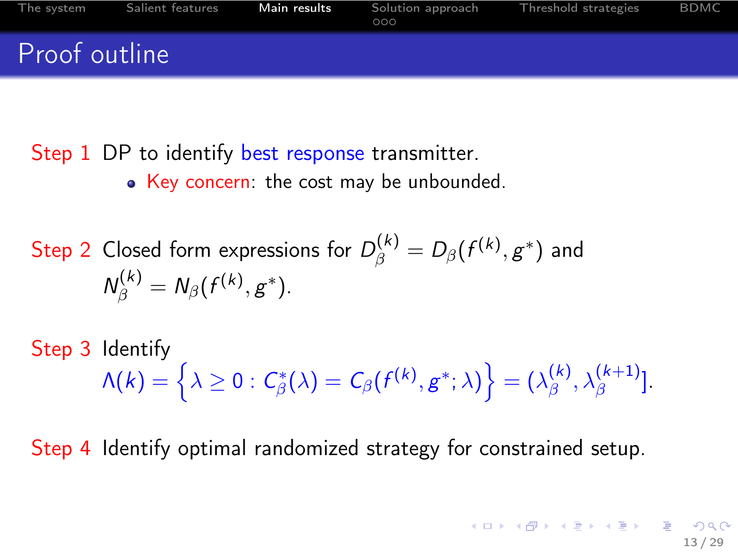# Proof outline

**Step 1** DP to identify best response transmitter.

- Key concern: the cost may be unbounded.

**Step 2** Closed form expressions for $D_\beta^{(k)} = D_\beta(f^{(k)}, g^*)$ and $N_\beta^{(k)} = N_\beta(f^{(k)}, g^*)$.

**Step 3** Identify

$$\Lambda(k) = \left\{ \lambda \geq 0 : C_\beta^*(\lambda) = C_\beta(f^{(k)}, g^*; \lambda) \right\} = (\lambda_\beta^{(k)}, \lambda_\beta^{(k+1)}].$$

**Step 4** Identify optimal randomized strategy for constrained setup.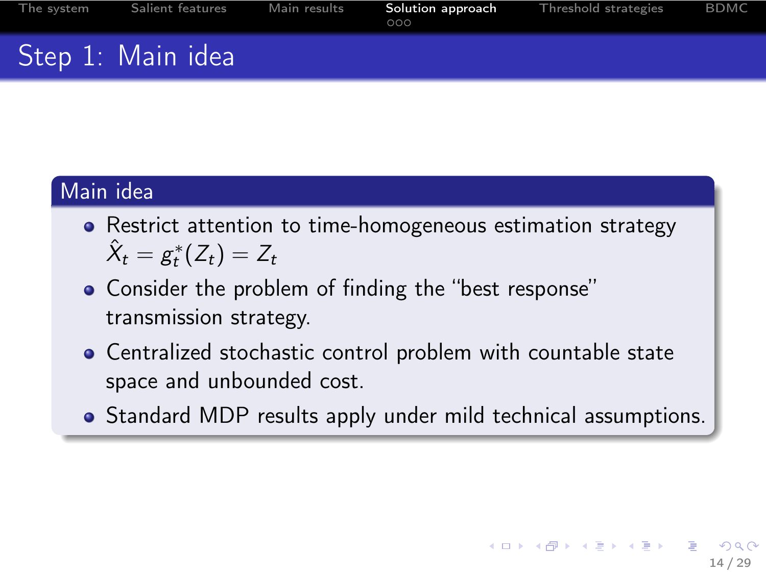# Step 1: Main idea

## Main idea

- Restrict attention to time-homogeneous estimation strategy $\hat{X}_t = g_t^*(Z_t) = Z_t$
- Consider the problem of finding the "best response" transmission strategy.
- Centralized stochastic control problem with countable state space and unbounded cost.
- Standard MDP results apply under mild technical assumptions.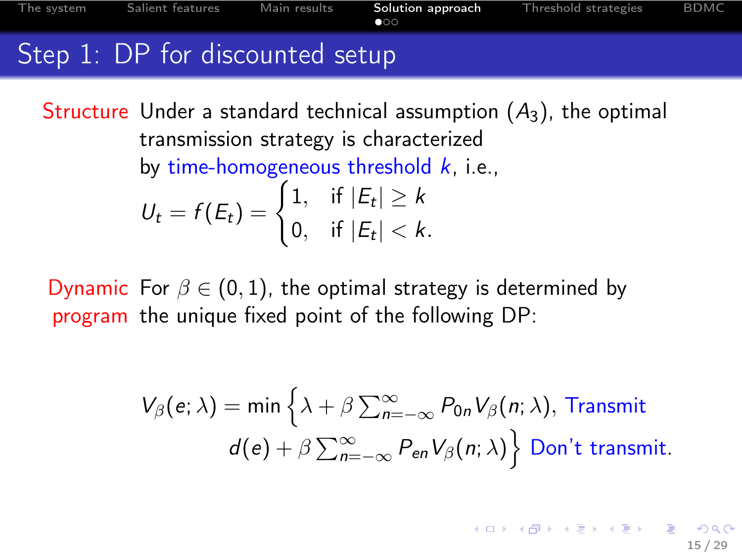# Step 1: DP for discounted setup

**Structure** Under a standard technical assumption ($A_3$), the optimal transmission strategy is characterized by time-homogeneous threshold $k$, i.e.,

$$U_t = f(E_t) = \begin{cases} 1, & \text{if } |E_t| \geq k \\ 0, & \text{if } |E_t| < k. \end{cases}$$

**Dynamic program** For $\beta \in (0,1)$, the optimal strategy is determined by the unique fixed point of the following DP:

$$V_\beta(e;\lambda) = \min \Big\{ \lambda + \beta \sum_{n=-\infty}^{\infty} P_{0n} V_\beta(n;\lambda), \quad \text{Transmit}$$

$$d(e) + \beta \sum_{n=-\infty}^{\infty} P_{en} V_\beta(n;\lambda) \Big\} \quad \text{Don't transmit.}$$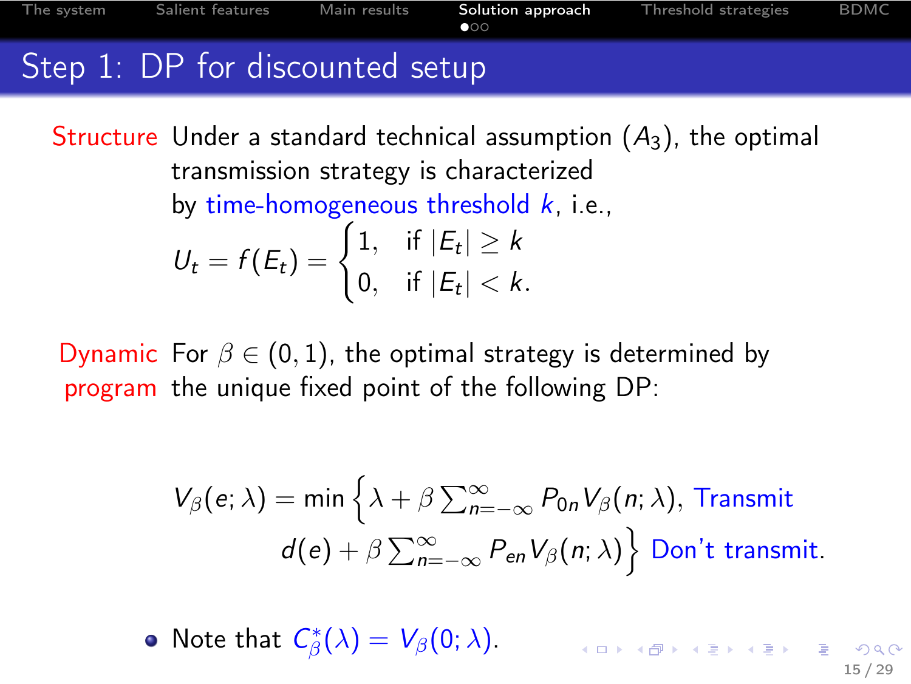# Step 1: DP for discounted setup

**Structure** Under a standard technical assumption ($A_3$), the optimal transmission strategy is characterized by time-homogeneous threshold $k$, i.e.,

$$U_t = f(E_t) = \begin{cases} 1, & \text{if } |E_t| \geq k \\ 0, & \text{if } |E_t| < k. \end{cases}$$

**Dynamic program** For $\beta \in (0, 1)$, the optimal strategy is determined by the unique fixed point of the following DP:

$$V_\beta(e; \lambda) = \min \Big\{ \lambda + \beta \sum_{n=-\infty}^{\infty} P_{0n} V_\beta(n; \lambda), \text{ Transmit}$$
$$d(e) + \beta \sum_{n=-\infty}^{\infty} P_{en} V_\beta(n; \lambda) \Big\} \text{ Don't transmit.}$$

- Note that $C^*_\beta(\lambda) = V_\beta(0; \lambda)$.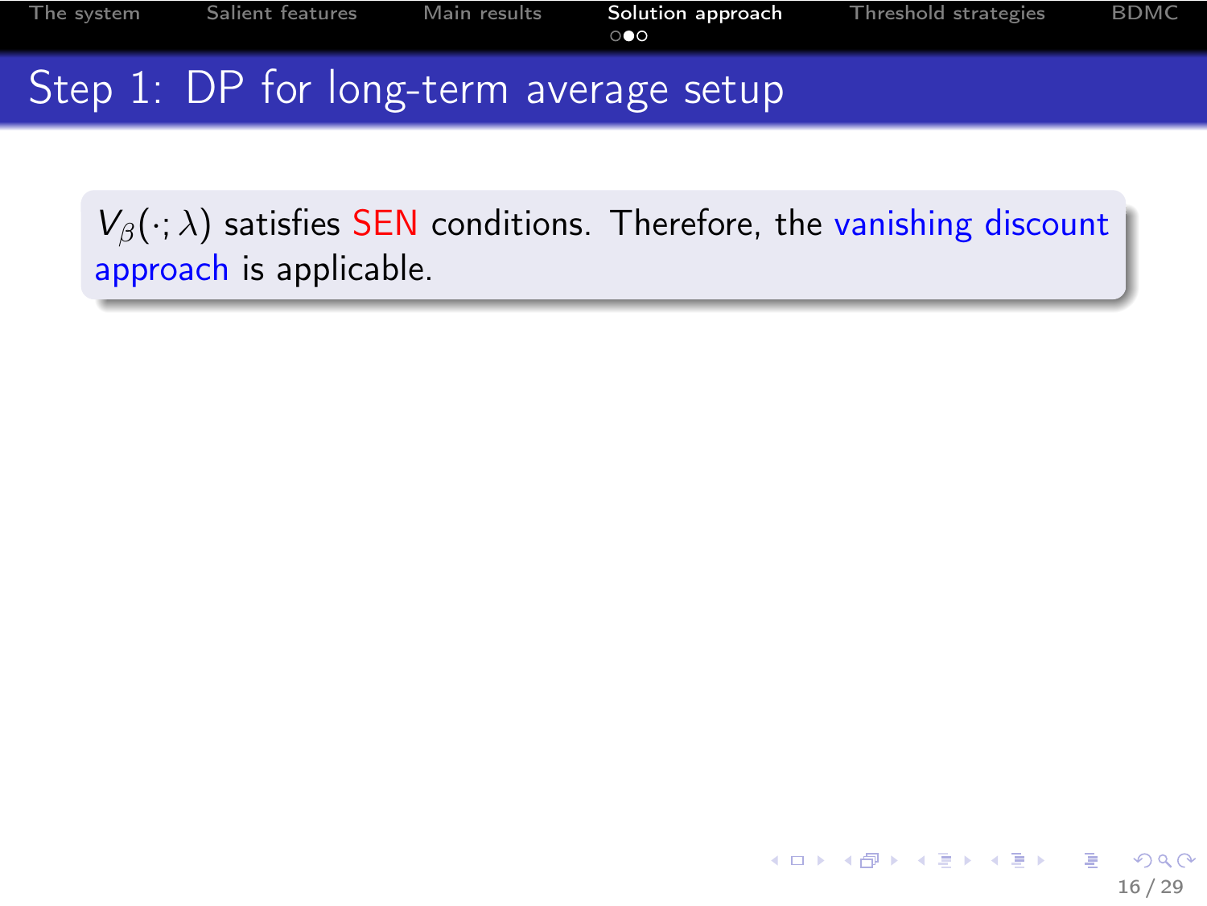# Step 1: DP for long-term average setup

$V_\beta(\cdot;\lambda)$ satisfies SEN conditions. Therefore, the vanishing discount approach is applicable.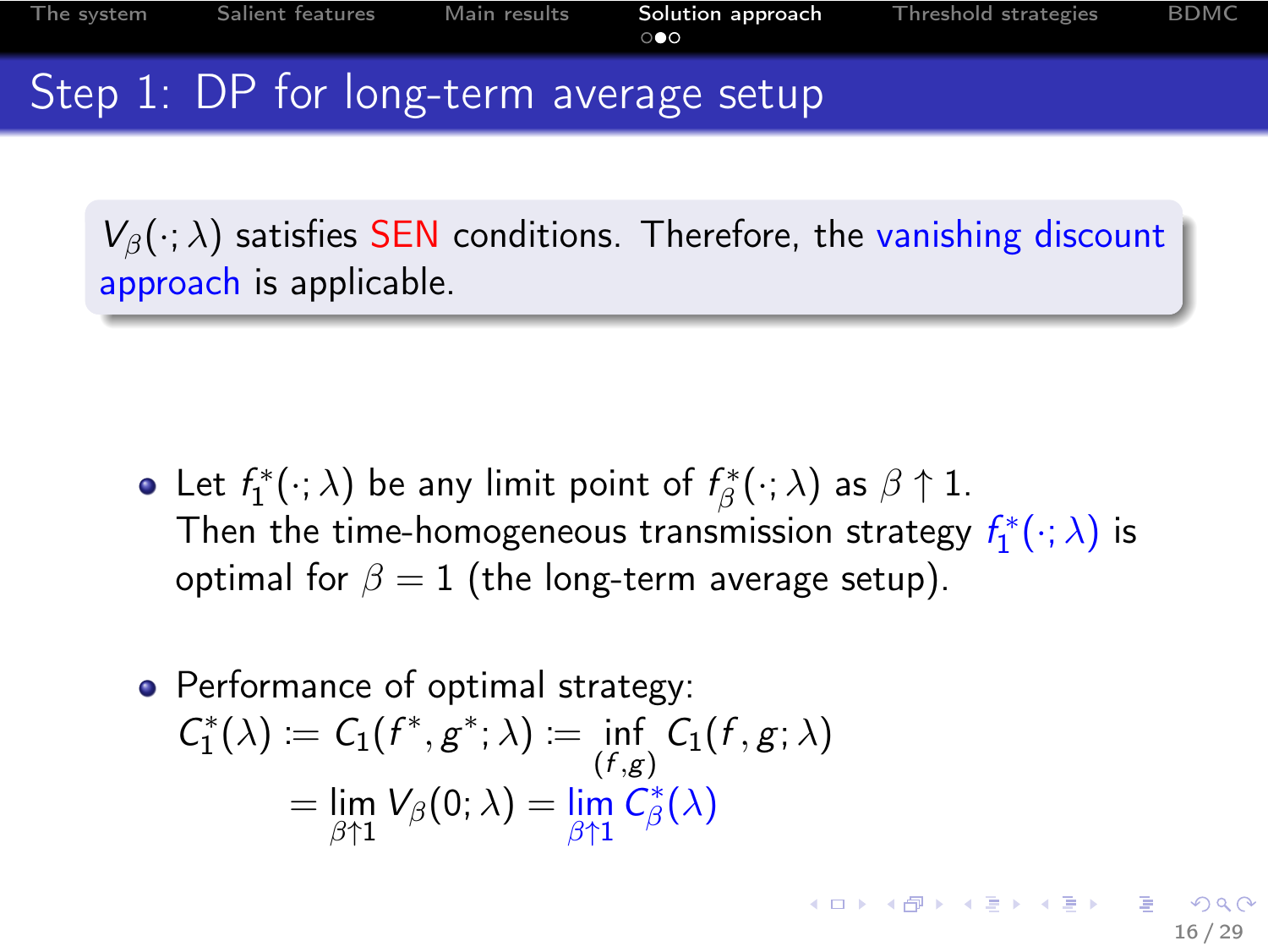# Step 1: DP for long-term average setup

$V_\beta(\cdot;\lambda)$ satisfies SEN conditions. Therefore, the vanishing discount approach is applicable.

- Let $f_1^*(\cdot;\lambda)$ be any limit point of $f_\beta^*(\cdot;\lambda)$ as $\beta \uparrow 1$. Then the time-homogeneous transmission strategy $f_1^*(\cdot;\lambda)$ is optimal for $\beta = 1$ (the long-term average setup).

- Performance of optimal strategy:

$$C_1^*(\lambda) := C_1(f^*, g^*; \lambda) := \inf_{(f,g)} C_1(f, g; \lambda)$$

$$= \lim_{\beta \uparrow 1} V_\beta(0;\lambda) = \lim_{\beta \uparrow 1} C_\beta^*(\lambda)$$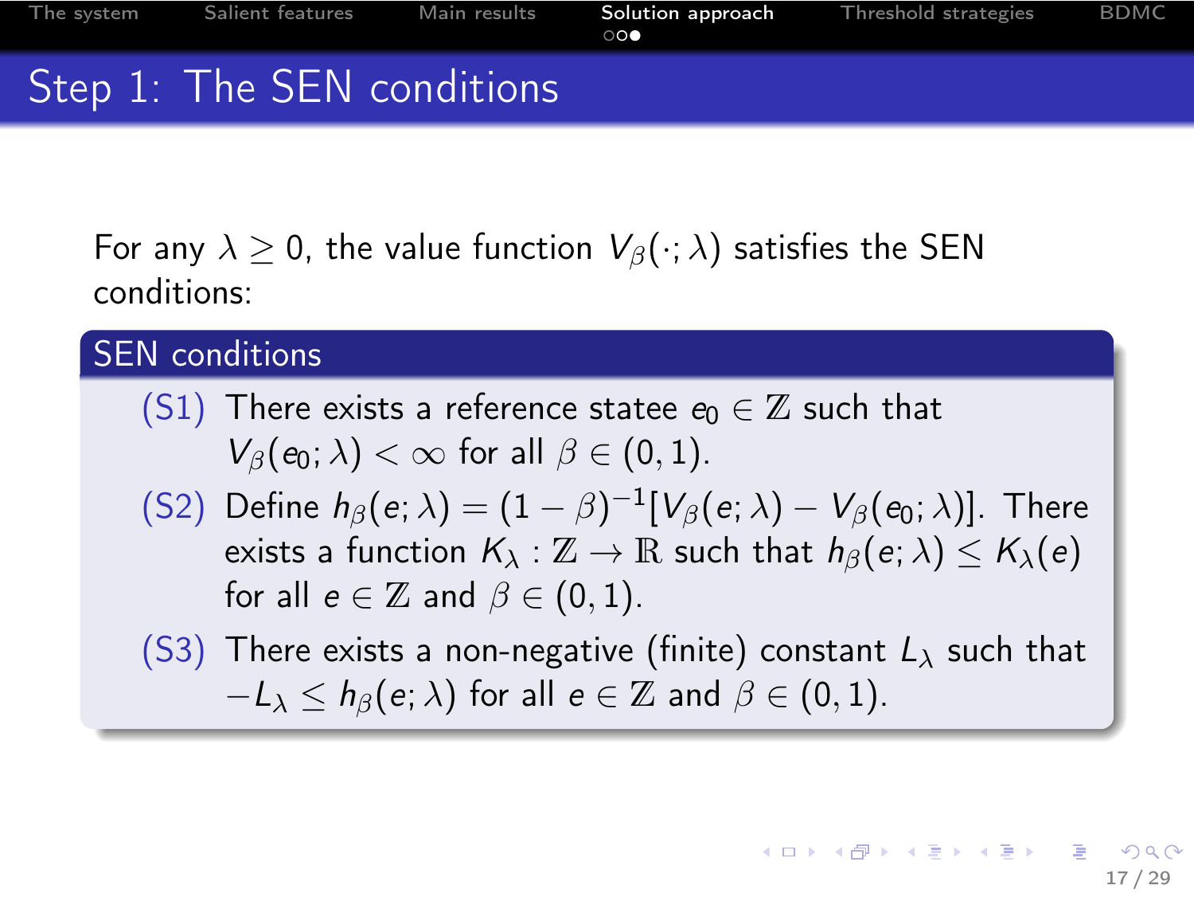## Step 1: The SEN conditions

For any $\lambda \geq 0$, the value function $V_\beta(\cdot; \lambda)$ satisfies the SEN conditions:

### SEN conditions

- **(S1)** There exists a reference statee $e_0 \in \mathbb{Z}$ such that $V_\beta(e_0; \lambda) < \infty$ for all $\beta \in (0, 1)$.
- **(S2)** Define $h_\beta(e; \lambda) = (1 - \beta)^{-1}[V_\beta(e; \lambda) - V_\beta(e_0; \lambda)]$. There exists a function $K_\lambda : \mathbb{Z} \to \mathbb{R}$ such that $h_\beta(e; \lambda) \leq K_\lambda(e)$ for all $e \in \mathbb{Z}$ and $\beta \in (0, 1)$.
- **(S3)** There exists a non-negative (finite) constant $L_\lambda$ such that $-L_\lambda \leq h_\beta(e; \lambda)$ for all $e \in \mathbb{Z}$ and $\beta \in (0, 1)$.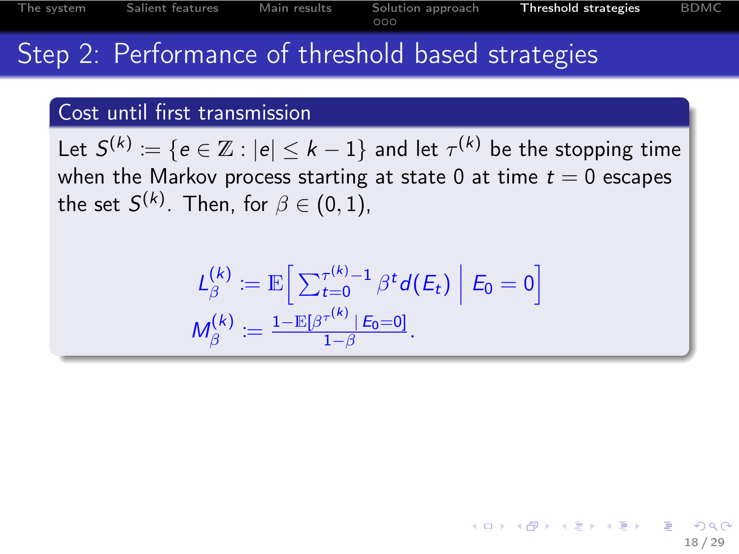## Step 2: Performance of threshold based strategies

### Cost until first transmission

Let $S^{(k)} := \{e \in \mathbb{Z} : |e| \le k-1\}$ and let $\tau^{(k)}$ be the stopping time when the Markov process starting at state 0 at time $t=0$ escapes the set $S^{(k)}$. Then, for $\beta \in (0,1)$,

$$L_\beta^{(k)} := \mathbb{E}\Big[ \sum_{t=0}^{\tau^{(k)}-1} \beta^t d(E_t) \,\Big|\, E_0 = 0 \Big]$$

$$M_\beta^{(k)} := \frac{1 - \mathbb{E}[\beta^{\tau^{(k)}} \mid E_0 = 0]}{1-\beta}.$$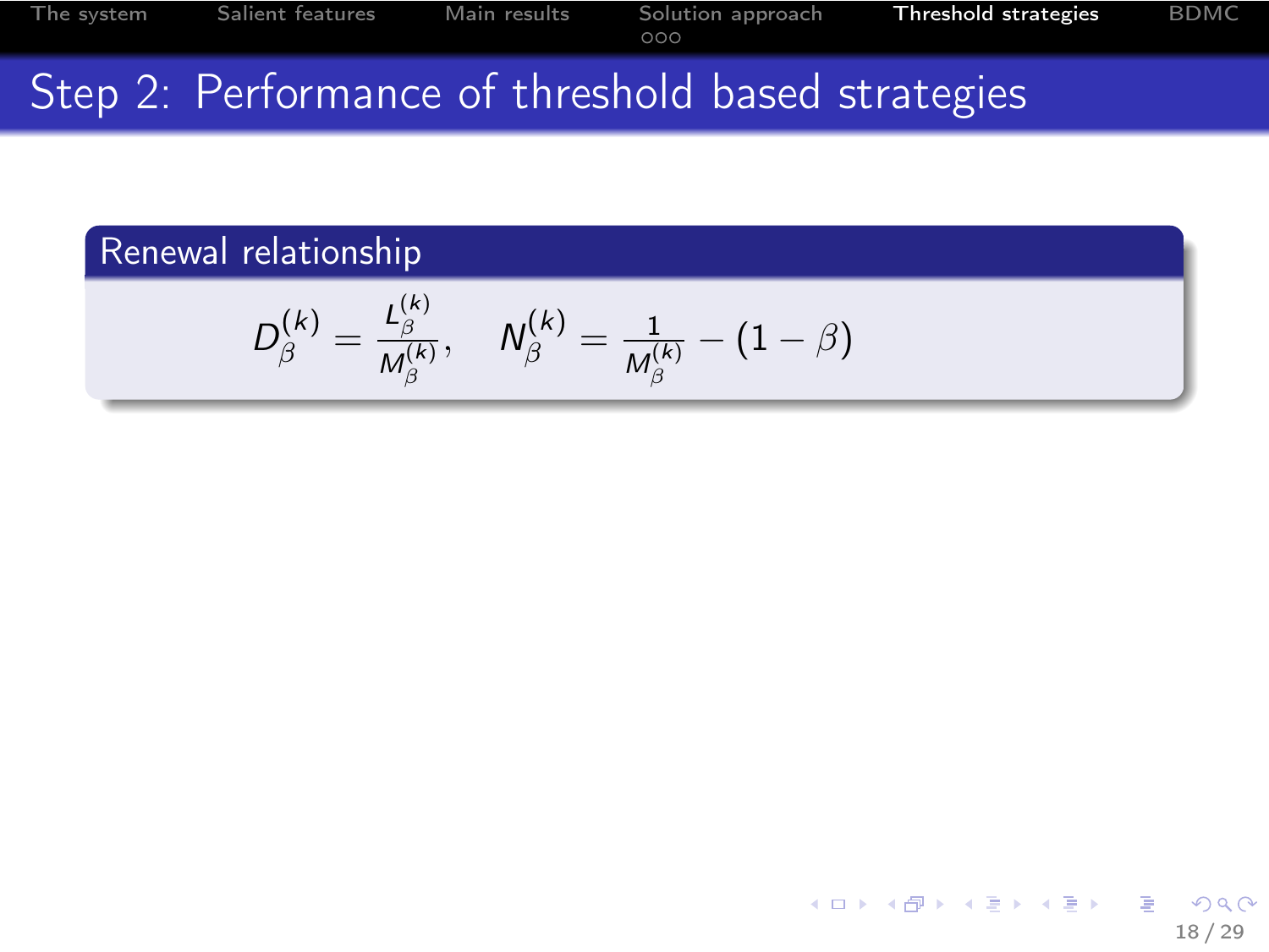# Step 2: Performance of threshold based strategies

**Renewal relationship**

$$D_\beta^{(k)} = \frac{L_\beta^{(k)}}{M_\beta^{(k)}}, \quad N_\beta^{(k)} = \frac{1}{M_\beta^{(k)}} - (1-\beta)$$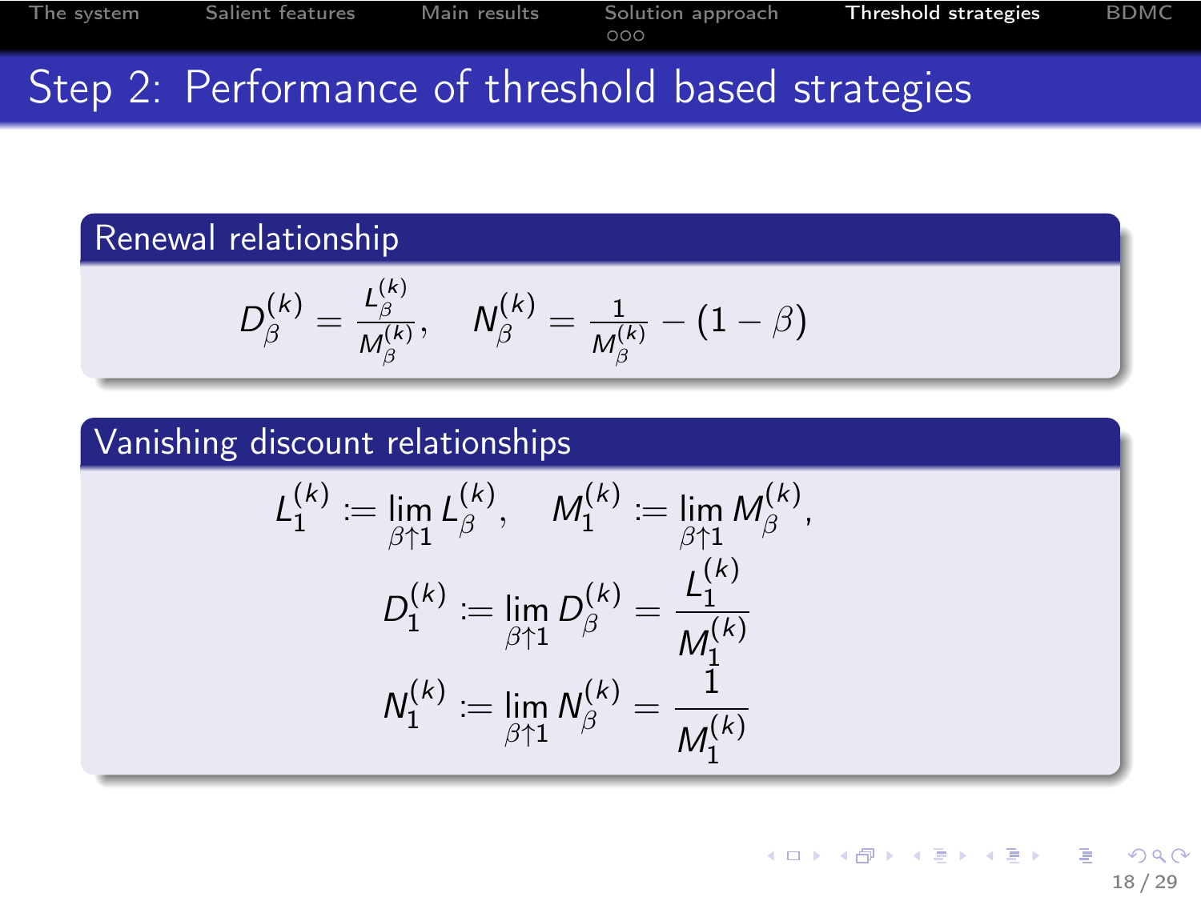# Step 2: Performance of threshold based strategies

## Renewal relationship

$$D_\beta^{(k)} = \frac{L_\beta^{(k)}}{M_\beta^{(k)}}, \quad N_\beta^{(k)} = \frac{1}{M_\beta^{(k)}} - (1-\beta)$$

## Vanishing discount relationships

$$L_1^{(k)} := \lim_{\beta \uparrow 1} L_\beta^{(k)}, \quad M_1^{(k)} := \lim_{\beta \uparrow 1} M_\beta^{(k)},$$

$$D_1^{(k)} := \lim_{\beta \uparrow 1} D_\beta^{(k)} = \frac{L_1^{(k)}}{M_1^{(k)}}$$

$$N_1^{(k)} := \lim_{\beta \uparrow 1} N_\beta^{(k)} = \frac{1}{M_1^{(k)}}$$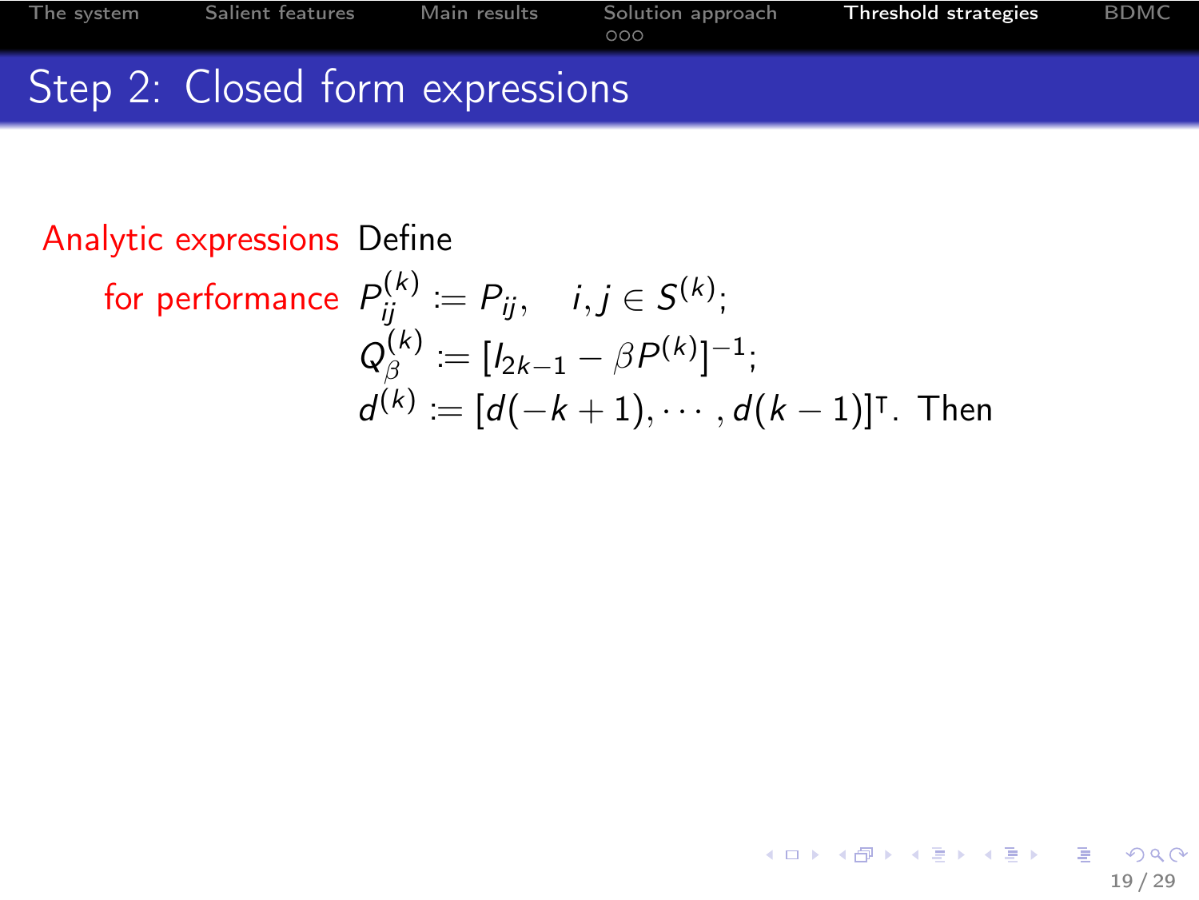## Step 2: Closed form expressions

**Analytic expressions for performance**

Define

$$P_{ij}^{(k)} := P_{ij}, \quad i, j \in S^{(k)};$$

$$Q_{\beta}^{(k)} := [I_{2k-1} - \beta P^{(k)}]^{-1};$$

$$d^{(k)} := [d(-k+1), \cdots, d(k-1)]^{\mathsf{T}}.$$

Then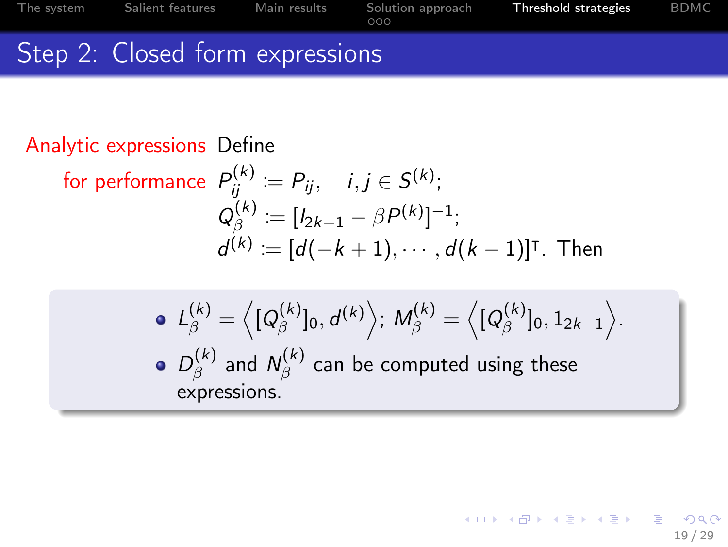## Step 2: Closed form expressions

**Analytic expressions for performance**

Define

$P_{ij}^{(k)} := P_{ij}, \quad i, j \in S^{(k)};$

$Q_{\beta}^{(k)} := [I_{2k-1} - \beta P^{(k)}]^{-1};$

$d^{(k)} := [d(-k+1), \cdots, d(k-1)]^{\intercal}$. Then

- $L_{\beta}^{(k)} = \left\langle [Q_{\beta}^{(k)}]_0, d^{(k)} \right\rangle$; $M_{\beta}^{(k)} = \left\langle [Q_{\beta}^{(k)}]_0, 1_{2k-1} \right\rangle$.
- $D_{\beta}^{(k)}$ and $N_{\beta}^{(k)}$ can be computed using these expressions.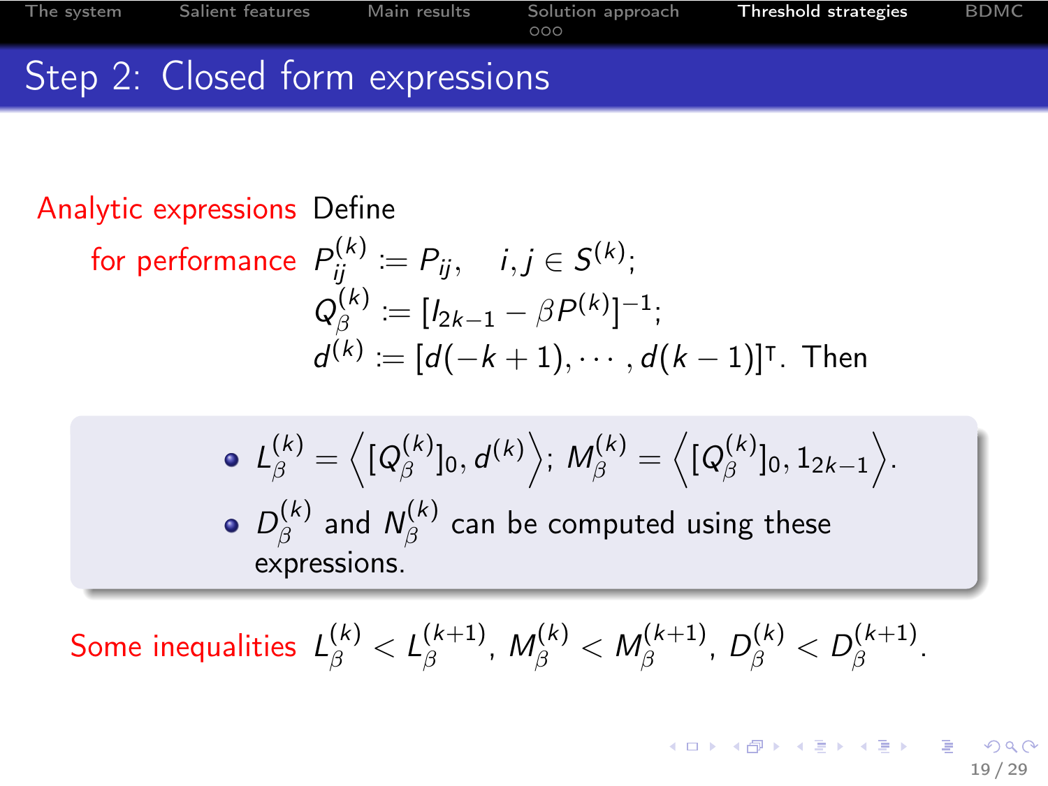## Step 2: Closed form expressions

**Analytic expressions for performance** Define

$$P^{(k)}_{ij} := P_{ij}, \quad i, j \in S^{(k)};$$
$$Q^{(k)}_{\beta} := [I_{2k-1} - \beta P^{(k)}]^{-1};$$
$$d^{(k)} := [d(-k+1), \cdots, d(k-1)]^{\intercal}.$$

Then

- $L^{(k)}_{\beta} = \left\langle [Q^{(k)}_{\beta}]_0, d^{(k)} \right\rangle$; $M^{(k)}_{\beta} = \left\langle [Q^{(k)}_{\beta}]_0, 1_{2k-1} \right\rangle$.
- $D^{(k)}_{\beta}$ and $N^{(k)}_{\beta}$ can be computed using these expressions.

**Some inequalities** $L^{(k)}_{\beta} < L^{(k+1)}_{\beta}$, $M^{(k)}_{\beta} < M^{(k+1)}_{\beta}$, $D^{(k)}_{\beta} < D^{(k+1)}_{\beta}$.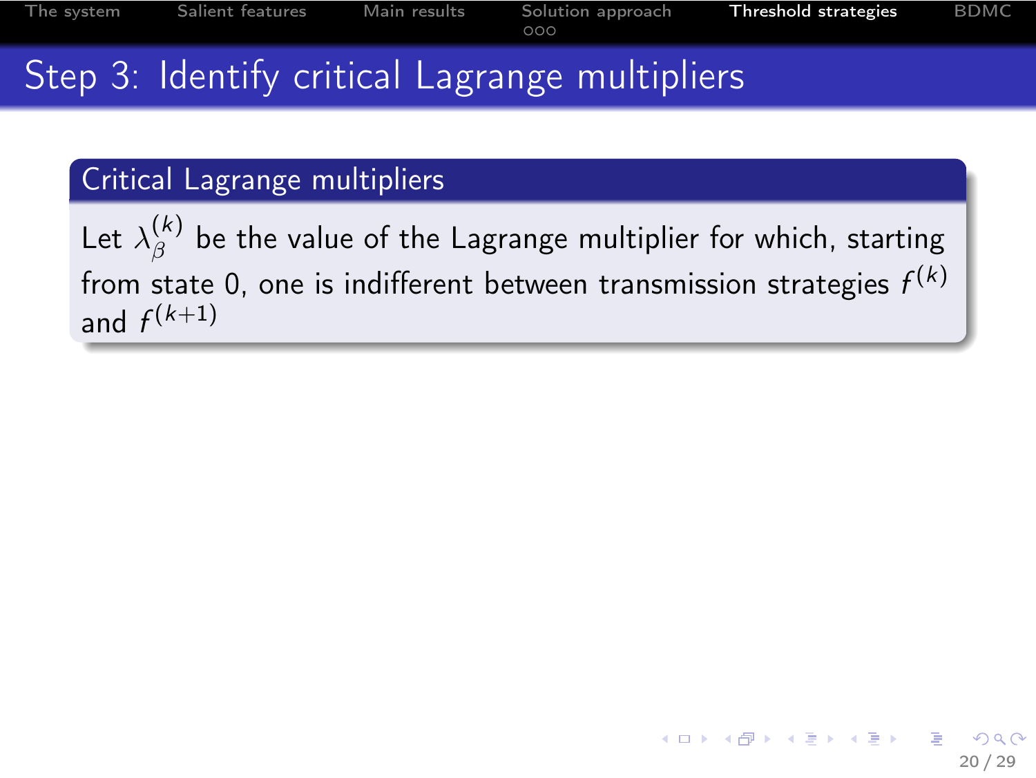# Step 3: Identify critical Lagrange multipliers

## Critical Lagrange multipliers

Let $\lambda_{\beta}^{(k)}$ be the value of the Lagrange multiplier for which, starting from state 0, one is indifferent between transmission strategies $f^{(k)}$ and $f^{(k+1)}$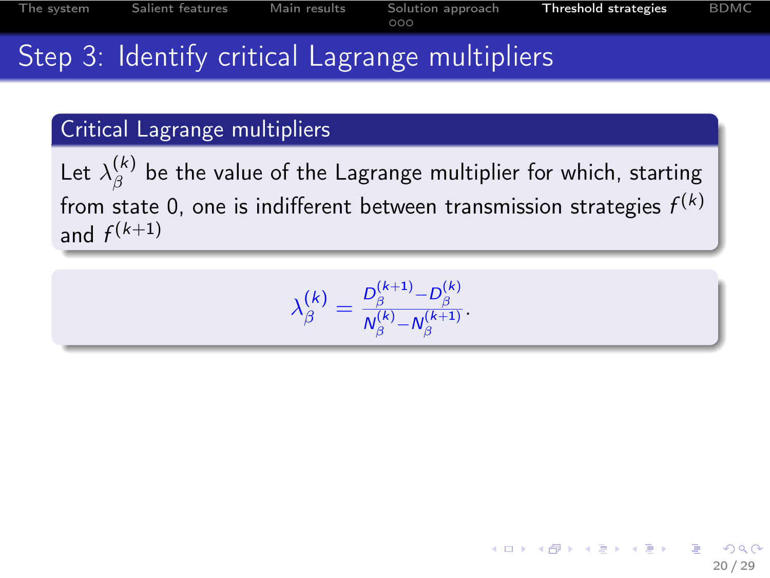# Step 3: Identify critical Lagrange multipliers

## Critical Lagrange multipliers

Let $\lambda_\beta^{(k)}$ be the value of the Lagrange multiplier for which, starting from state 0, one is indifferent between transmission strategies $f^{(k)}$ and $f^{(k+1)}$

$$\lambda_\beta^{(k)} = \frac{D_\beta^{(k+1)} - D_\beta^{(k)}}{N_\beta^{(k)} - N_\beta^{(k+1)}}.$$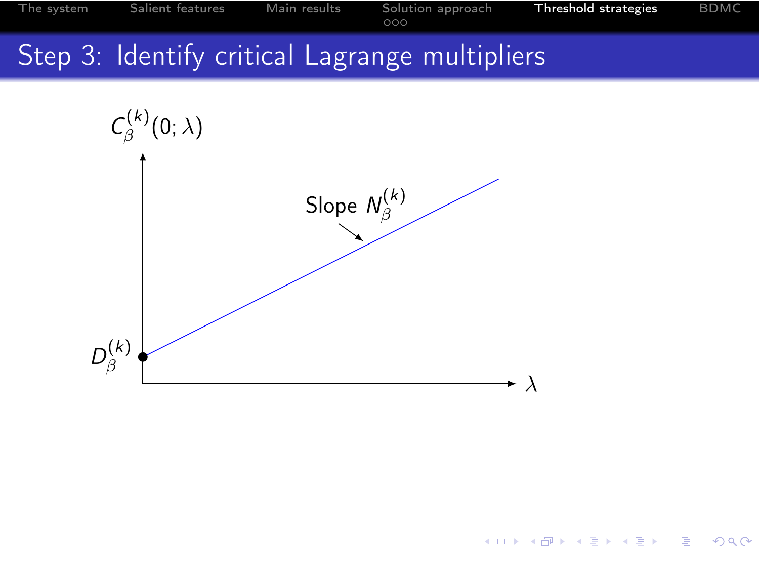# Step 3: Identify critical Lagrange multipliers

$C_\beta^{(k)}(0;\lambda)$

Slope $N_\beta^{(k)}$

$D_\beta^{(k)}$

$\lambda$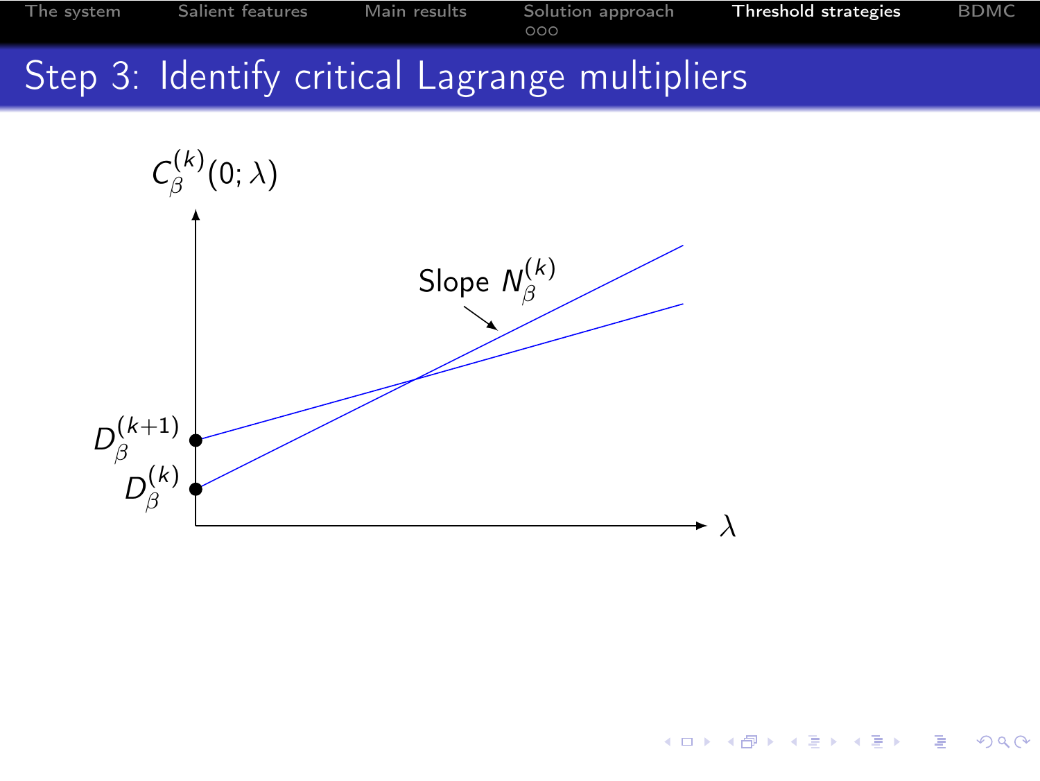# Step 3: Identify critical Lagrange multipliers

$C_\beta^{(k)}(0; \lambda)$

Slope $N_\beta^{(k)}$

$D_\beta^{(k+1)}$

$D_\beta^{(k)}$

$\lambda$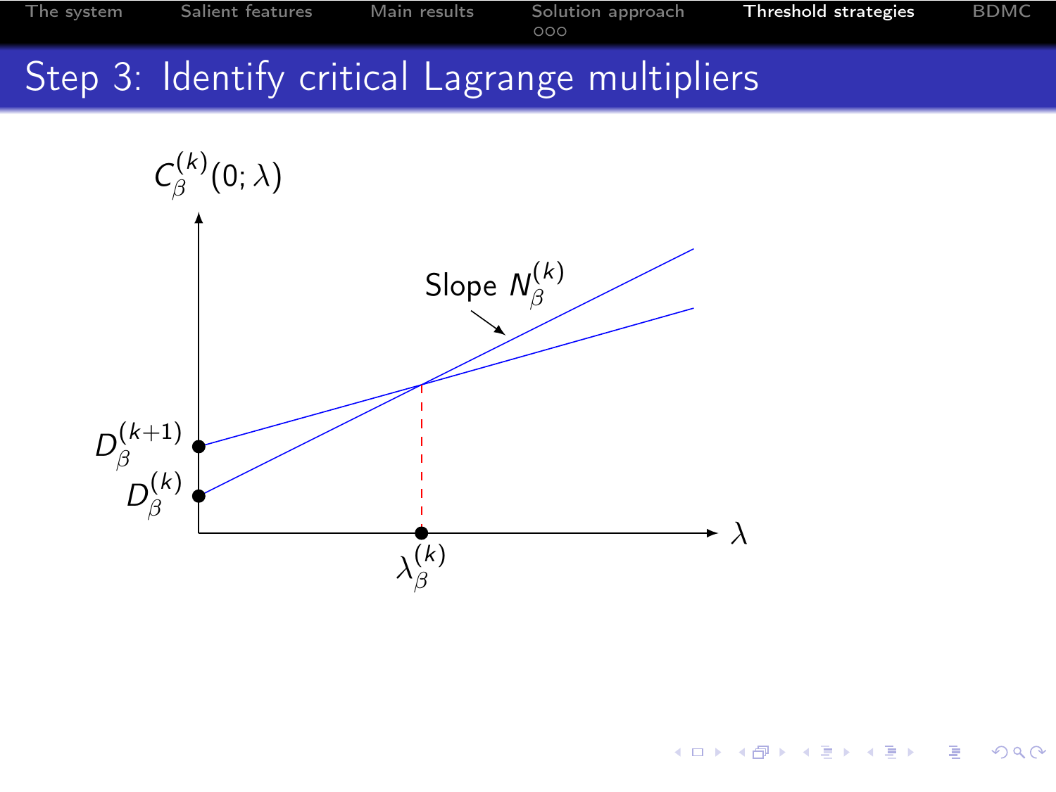# Step 3: Identify critical Lagrange multipliers

$C_\beta^{(k)}(0;\lambda)$

Slope $N_\beta^{(k)}$

$D_\beta^{(k+1)}$

$D_\beta^{(k)}$

$\lambda_\beta^{(k)}$

$\lambda$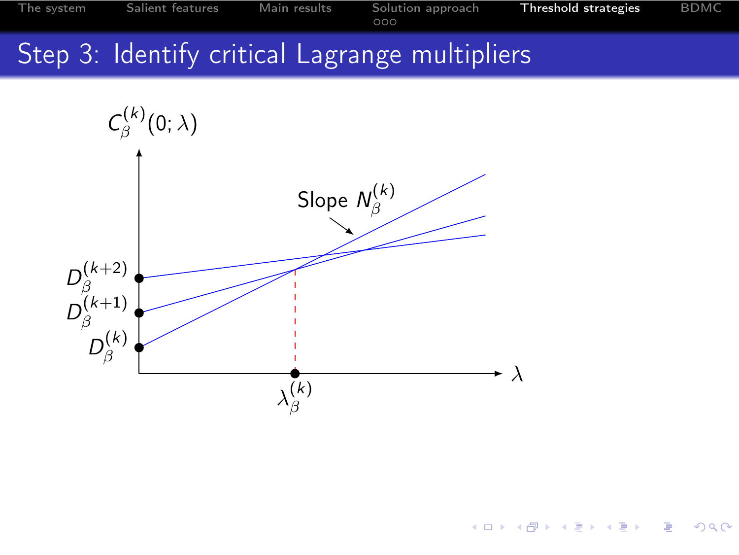# Step 3: Identify critical Lagrange multipliers

$C_\beta^{(k)}(0;\lambda)$

Slope $N_\beta^{(k)}$

$D_\beta^{(k+2)}$

$D_\beta^{(k+1)}$

$D_\beta^{(k)}$

$\lambda_\beta^{(k)}$

$\lambda$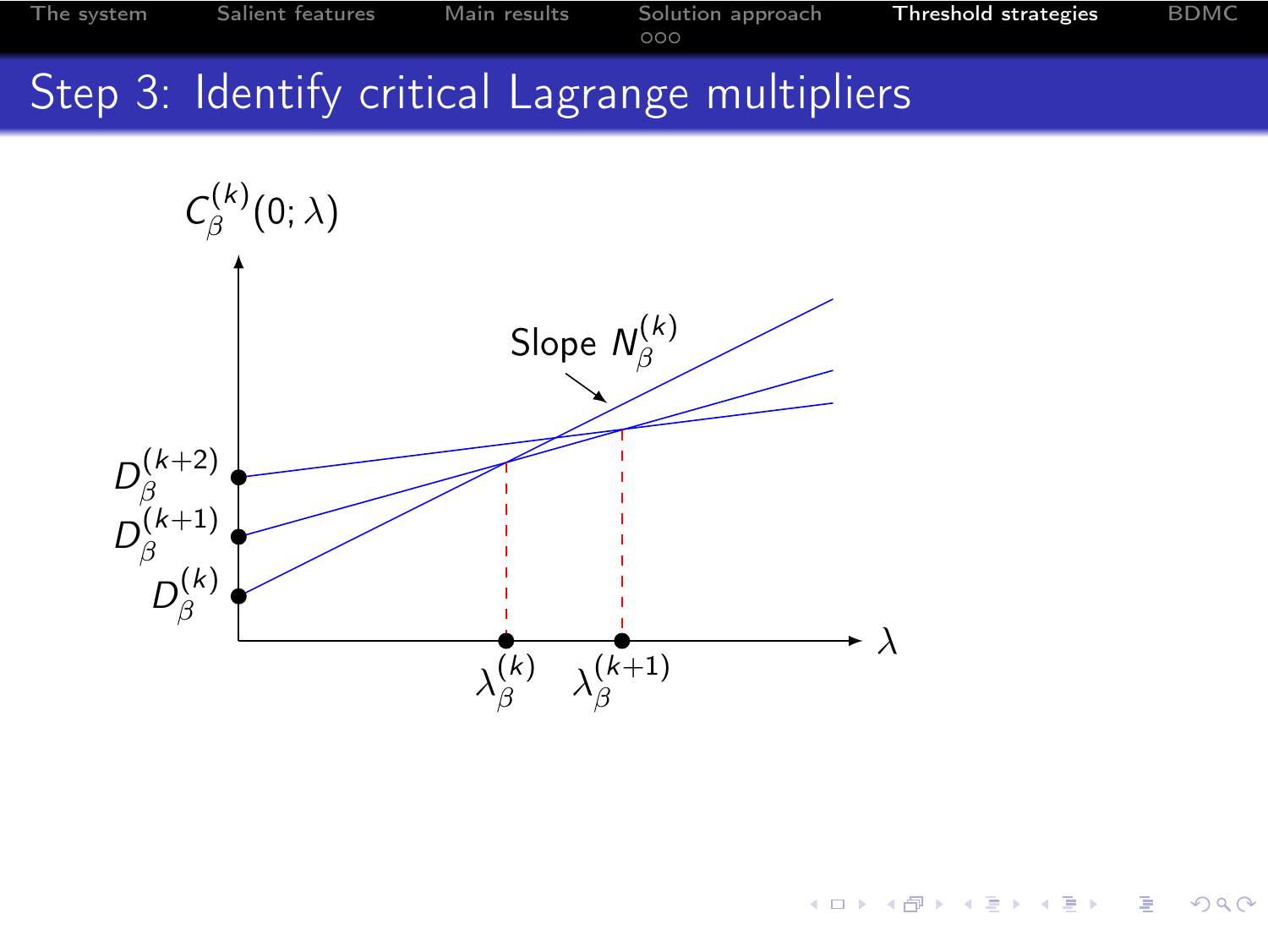# Step 3: Identify critical Lagrange multipliers

$C_\beta^{(k)}(0;\lambda)$

Slope $N_\beta^{(k)}$

$D_\beta^{(k+2)}$

$D_\beta^{(k+1)}$

$D_\beta^{(k)}$

$\lambda_\beta^{(k)}$

$\lambda_\beta^{(k+1)}$

$\lambda$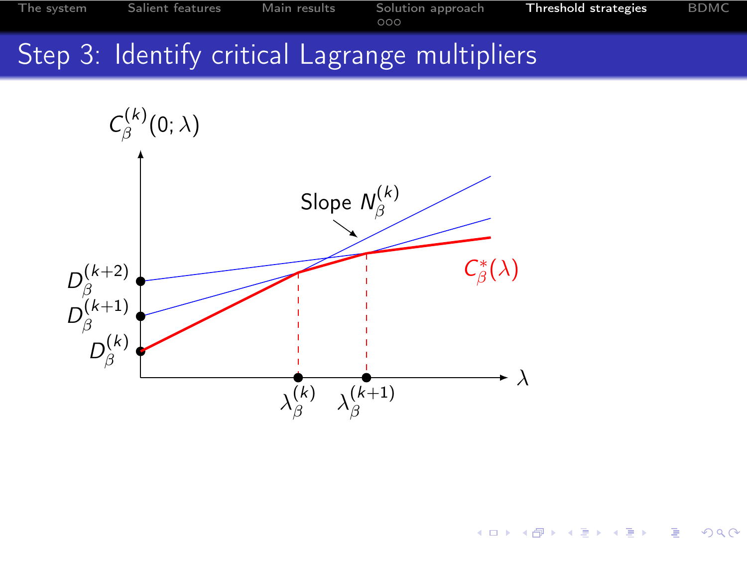# Step 3: Identify critical Lagrange multipliers

$C_\beta^{(k)}(0;\lambda)$

Slope $N_\beta^{(k)}$

$D_\beta^{(k+2)}$

$D_\beta^{(k+1)}$

$D_\beta^{(k)}$

$C_\beta^*(\lambda)$

$\lambda_\beta^{(k)}$ $\lambda_\beta^{(k+1)}$ $\lambda$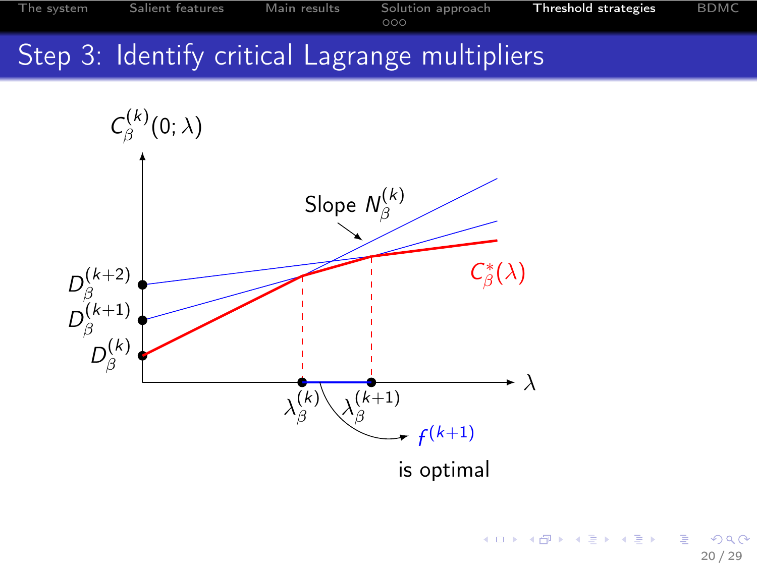# Step 3: Identify critical Lagrange multipliers

$C_\beta^{(k)}(0;\lambda)$

Slope $N_\beta^{(k)}$

$D_\beta^{(k+2)}$

$D_\beta^{(k+1)}$

$D_\beta^{(k)}$

$C_\beta^*(\lambda)$

$\lambda$

$\lambda_\beta^{(k)}$ $\lambda_\beta^{(k+1)}$

$f^{(k+1)}$ is optimal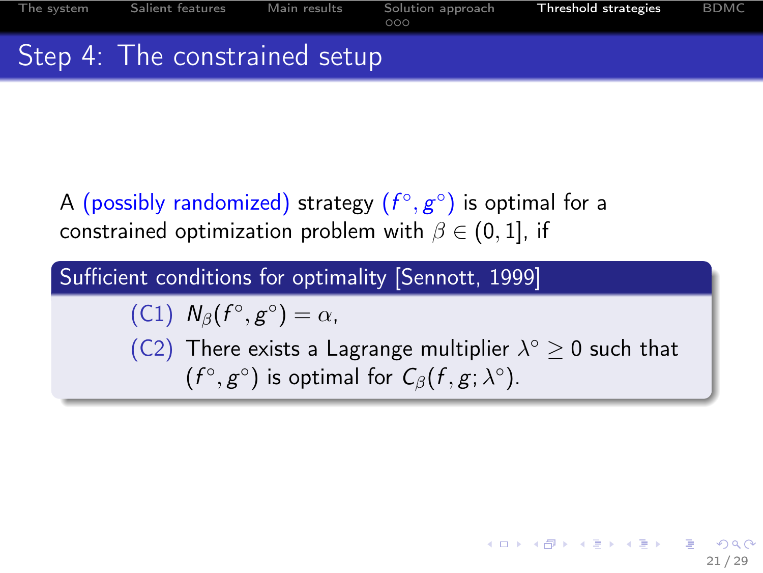## Step 4: The constrained setup

A (possibly randomized) strategy $(f^\circ, g^\circ)$ is optimal for a constrained optimization problem with $\beta \in (0, 1]$, if

**Sufficient conditions for optimality [Sennott, 1999]**

(C1) $N_\beta(f^\circ, g^\circ) = \alpha$,

(C2) There exists a Lagrange multiplier $\lambda^\circ \geq 0$ such that $(f^\circ, g^\circ)$ is optimal for $C_\beta(f, g; \lambda^\circ)$.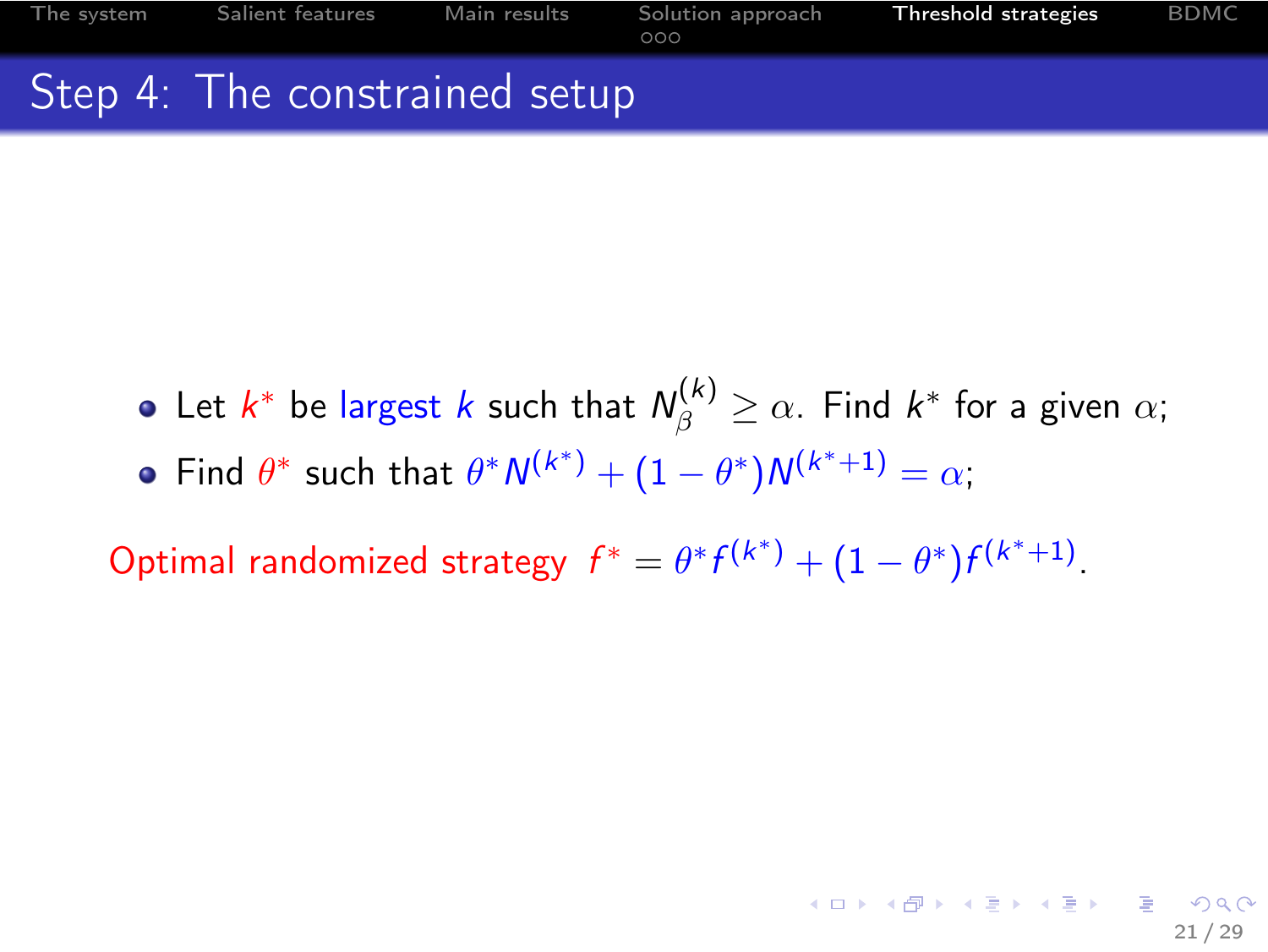## Step 4: The constrained setup

- Let $k^*$ be largest $k$ such that $N_\beta^{(k)} \geq \alpha$. Find $k^*$ for a given $\alpha$;
- Find $\theta^*$ such that $\theta^* N^{(k^*)} + (1 - \theta^*) N^{(k^*+1)} = \alpha$;

Optimal randomized strategy $f^* = \theta^* f^{(k^*)} + (1 - \theta^*) f^{(k^*+1)}$.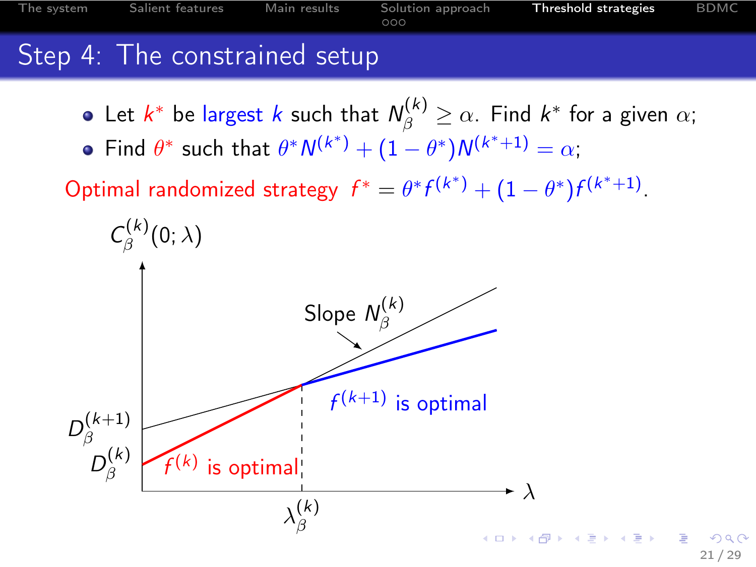# Step 4: The constrained setup

- Let $k^*$ be largest $k$ such that $N_\beta^{(k)} \geq \alpha$. Find $k^*$ for a given $\alpha$;
- Find $\theta^*$ such that $\theta^* N^{(k^*)} + (1 - \theta^*) N^{(k^*+1)} = \alpha$;

Optimal randomized strategy $f^* = \theta^* f^{(k^*)} + (1 - \theta^*) f^{(k^*+1)}$.

$C_\beta^{(k)}(0; \lambda)$

Slope $N_\beta^{(k)}$

$f^{(k+1)}$ is optimal

$D_\beta^{(k+1)}$

$D_\beta^{(k)}$

$f^{(k)}$ is optimal

$\lambda$

$\lambda_\beta^{(k)}$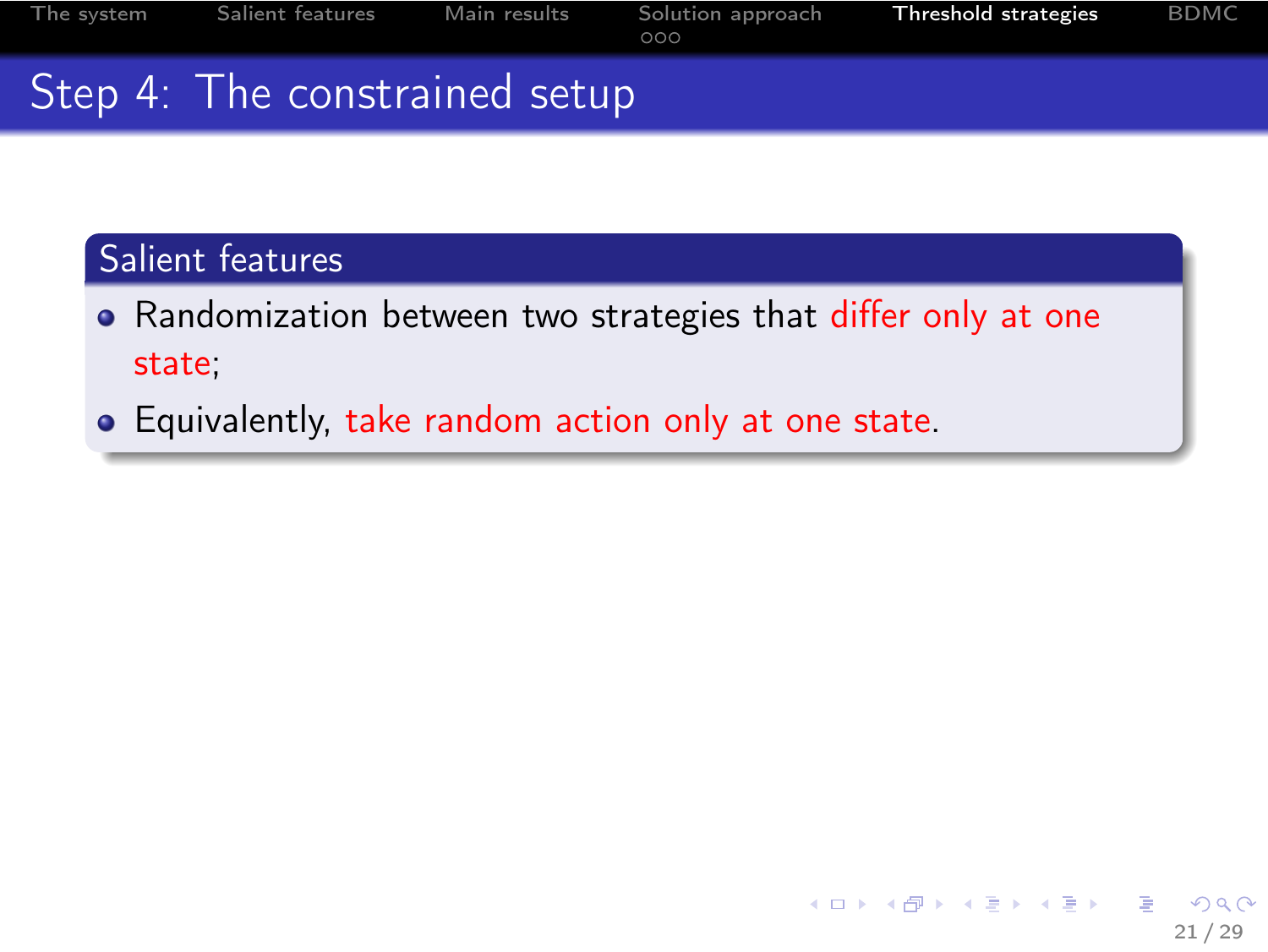# Step 4: The constrained setup

### Salient features

- Randomization between two strategies that differ only at one state;
- Equivalently, take random action only at one state.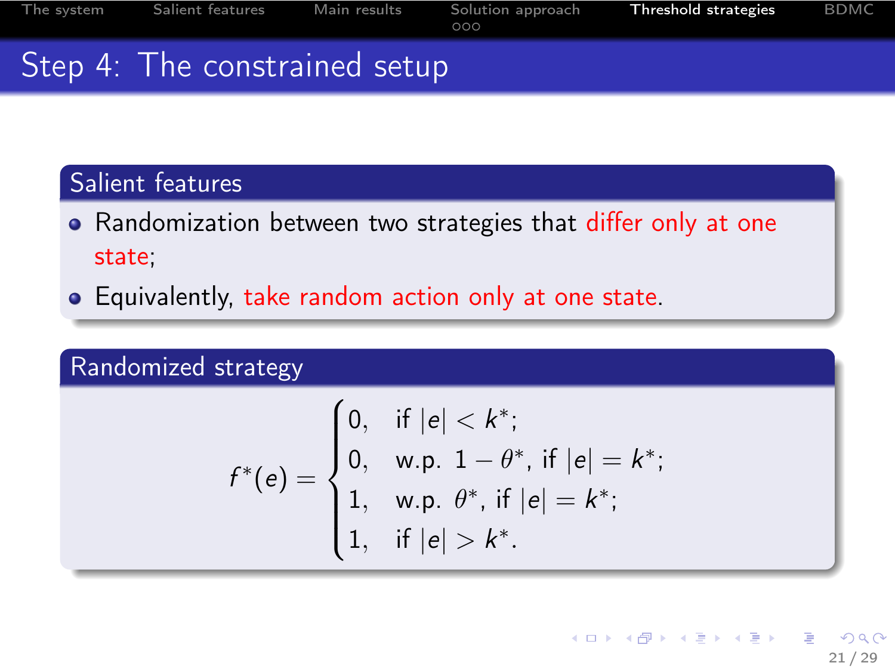# Step 4: The constrained setup

## Salient features

- Randomization between two strategies that differ only at one state;
- Equivalently, take random action only at one state.

## Randomized strategy

$$
f^*(e) = \begin{cases} 0, & \text{if } |e| < k^*; \\ 0, & \text{w.p. } 1-\theta^*, \text{ if } |e| = k^*; \\ 1, & \text{w.p. } \theta^*, \text{ if } |e| = k^*; \\ 1, & \text{if } |e| > k^*. \end{cases}
$$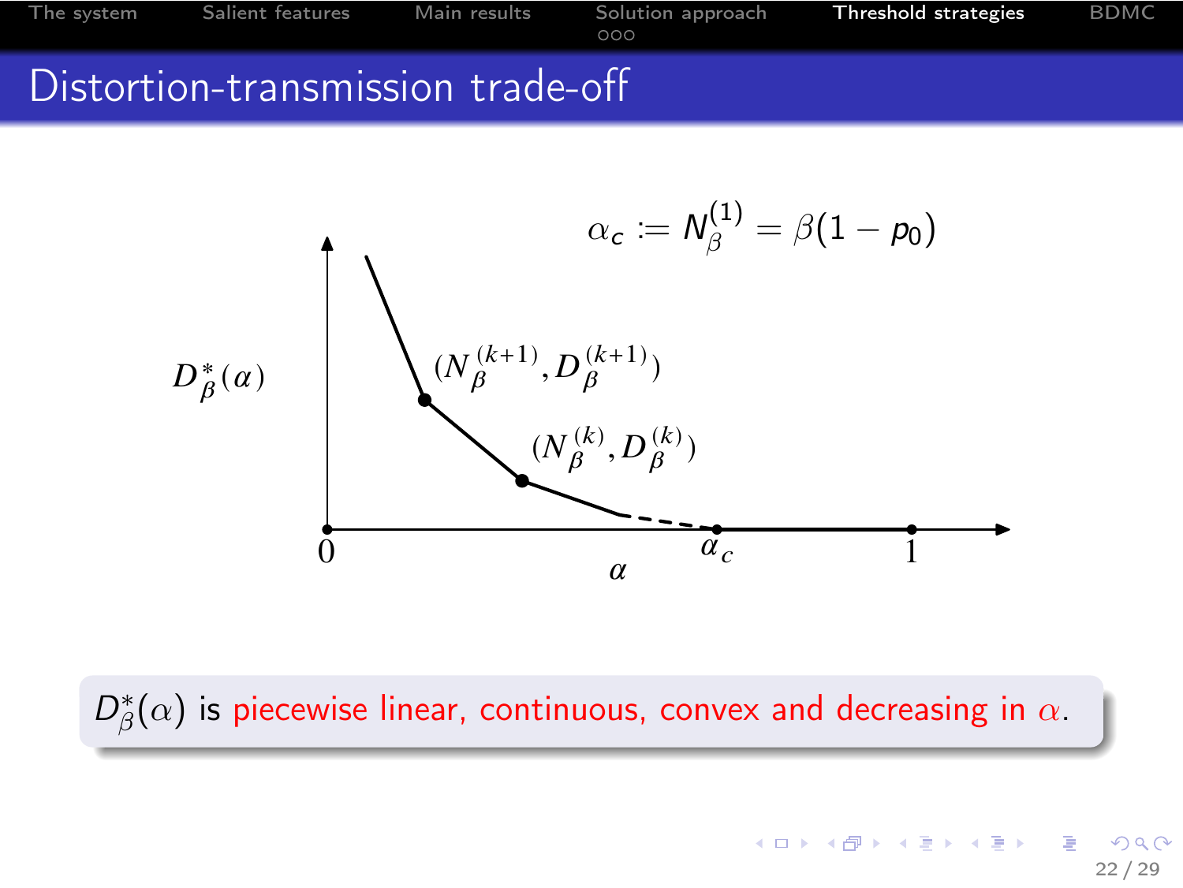# Distortion-transmission trade-off

$$\alpha_c := N_\beta^{(1)} = \beta(1 - p_0)$$

$D_\beta^*(\alpha)$

$(N_\beta^{(k+1)}, D_\beta^{(k+1)})$

$(N_\beta^{(k)}, D_\beta^{(k)})$

0

$\alpha_c$

1

$\alpha$

$D_\beta^*(\alpha)$ is piecewise linear, continuous, convex and decreasing in $\alpha$.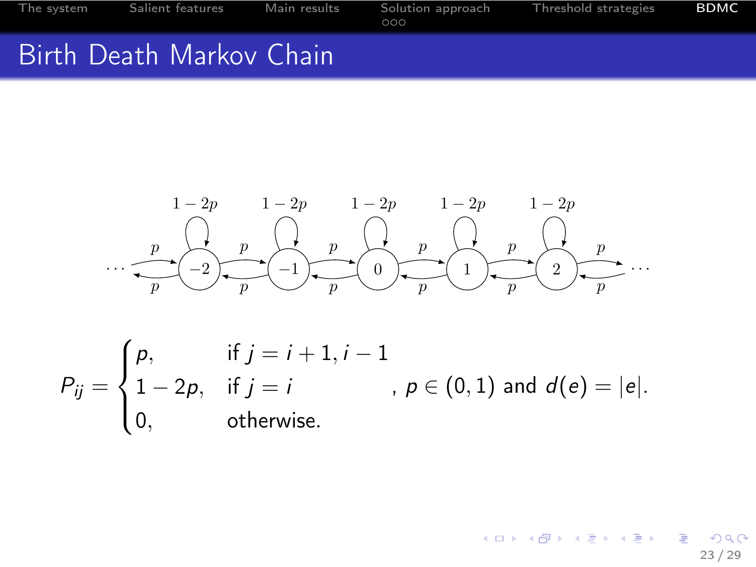# Birth Death Markov Chain

$\cdots$ $-2$ $-1$ $0$ $1$ $2$ $\cdots$

$1-2p$ $1-2p$ $1-2p$ $1-2p$ $1-2p$

$p$ $p$ $p$ $p$ $p$ $p$

$p$ $p$ $p$ $p$ $p$ $p$

$$P_{ij} = \begin{cases} p, & \text{if } j = i+1, i-1 \\ 1-2p, & \text{if } j = i \\ 0, & \text{otherwise.} \end{cases}, \; p \in (0,1) \text{ and } d(e) = |e|.$$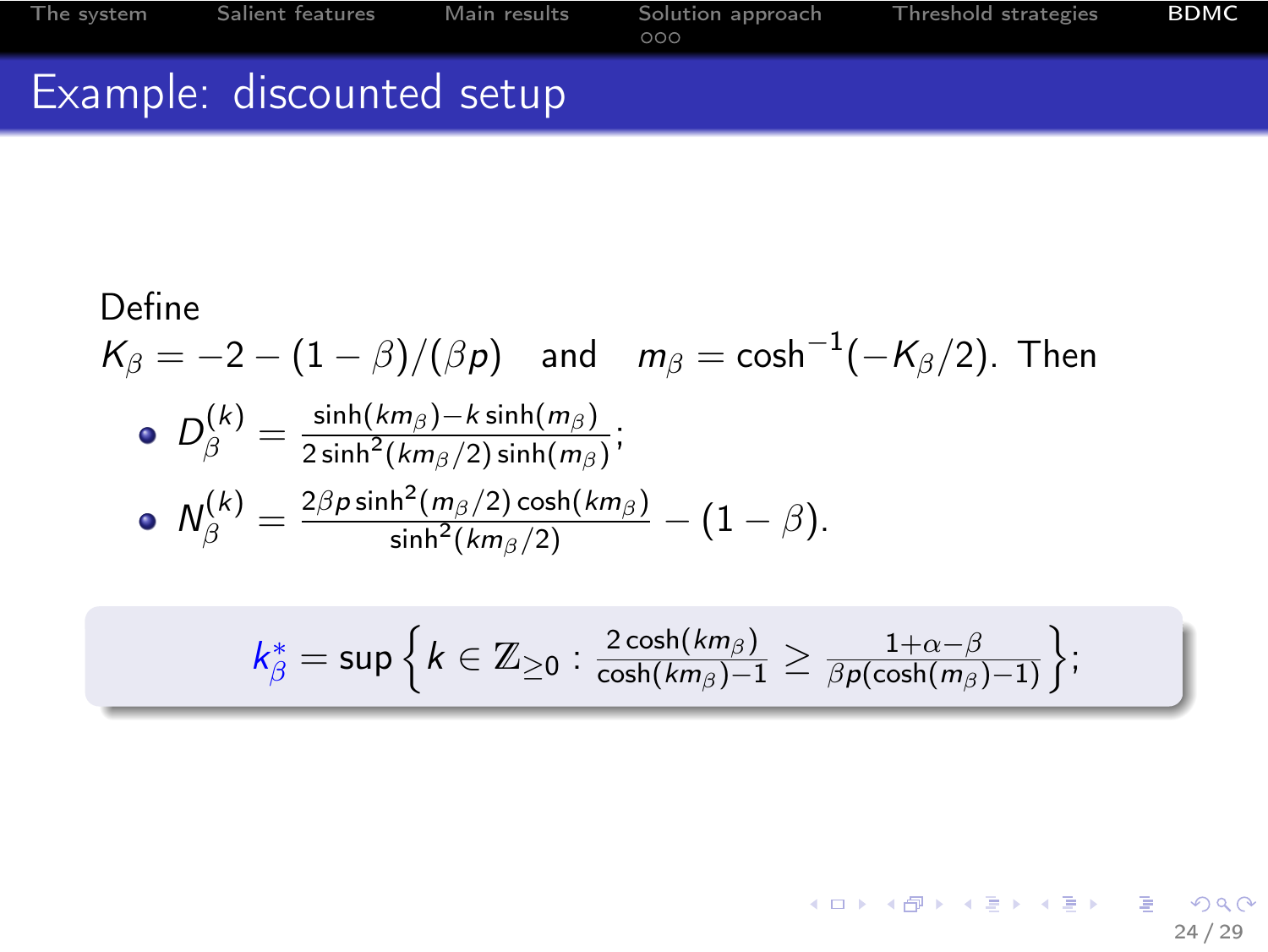## Example: discounted setup

Define

$K_\beta = -2 - (1-\beta)/(\beta p)$ and $m_\beta = \cosh^{-1}(-K_\beta/2)$. Then

- $D_\beta^{(k)} = \frac{\sinh(km_\beta) - k\sinh(m_\beta)}{2\sinh^2(km_\beta/2)\sinh(m_\beta)}$;
- $N_\beta^{(k)} = \frac{2\beta p \sinh^2(m_\beta/2)\cosh(km_\beta)}{\sinh^2(km_\beta/2)} - (1-\beta)$.

$$k_\beta^* = \sup\left\{k \in \mathbb{Z}_{\geq 0} : \frac{2\cosh(km_\beta)}{\cosh(km_\beta)-1} \geq \frac{1+\alpha-\beta}{\beta p(\cosh(m_\beta)-1)}\right\};$$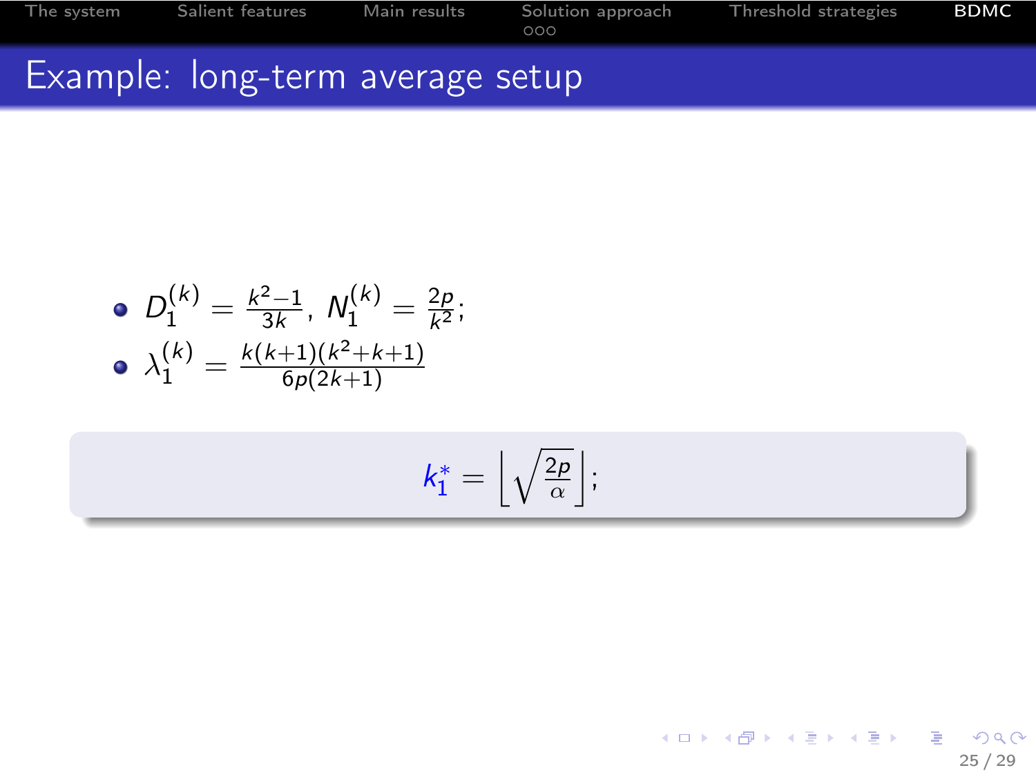# Example: long-term average setup

- $D_1^{(k)} = \frac{k^2-1}{3k}$, $N_1^{(k)} = \frac{2p}{k^2}$;
- $\lambda_1^{(k)} = \frac{k(k+1)(k^2+k+1)}{6p(2k+1)}$

$$k_1^* = \left\lfloor \sqrt{\frac{2p}{\alpha}} \right\rfloor;$$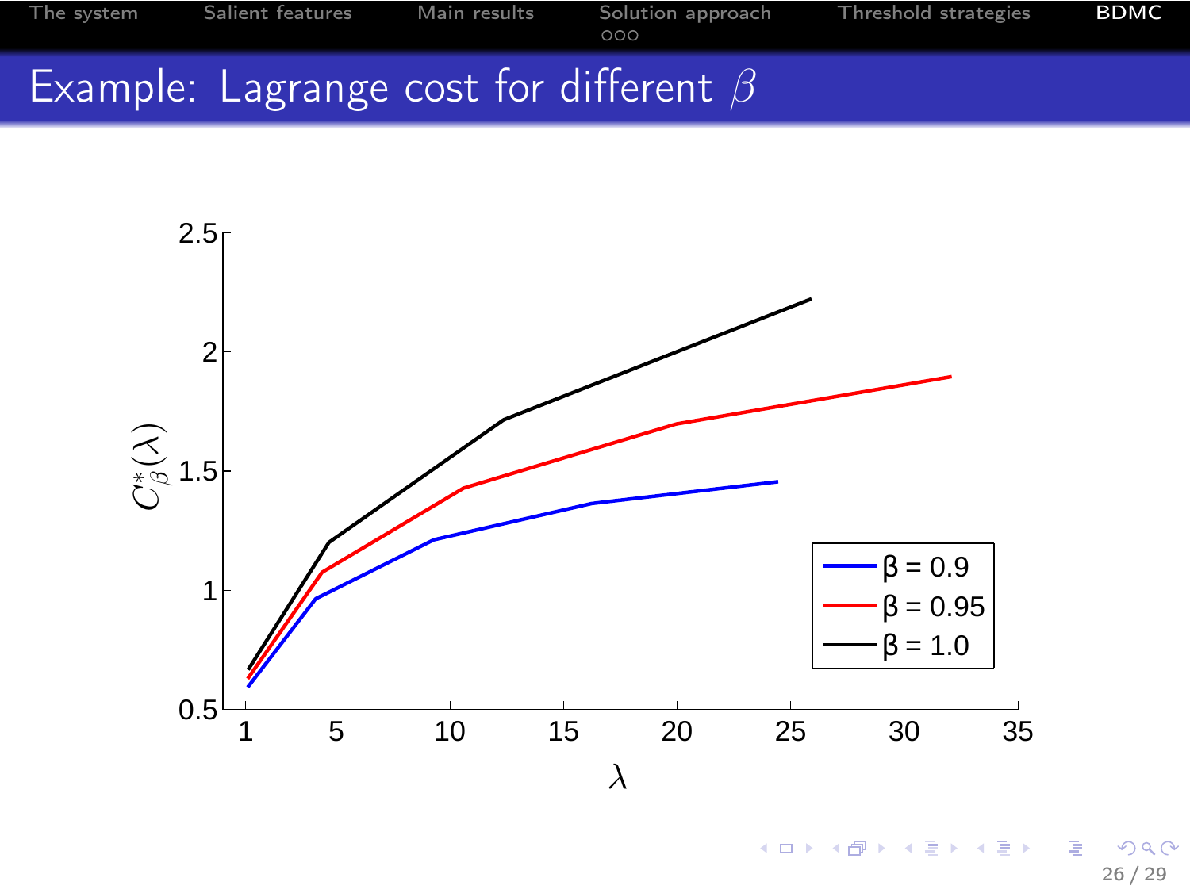# Example: Lagrange cost for different $\beta$

$C^*_\beta(\lambda)$

2.5
2
1.5
1
0.5

1 5 10 15 20 25 30 35

$\lambda$

$\beta = 0.9$
$\beta = 0.95$
$\beta = 1.0$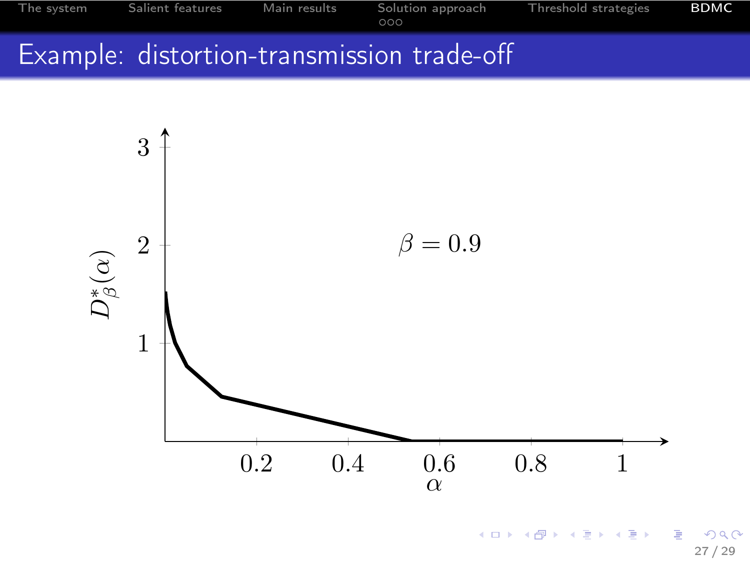# Example: distortion-transmission trade-off

$D^*_\beta(\alpha)$

3

2

1

$\beta = 0.9$

0.2

0.4

0.6

0.8

1

$\alpha$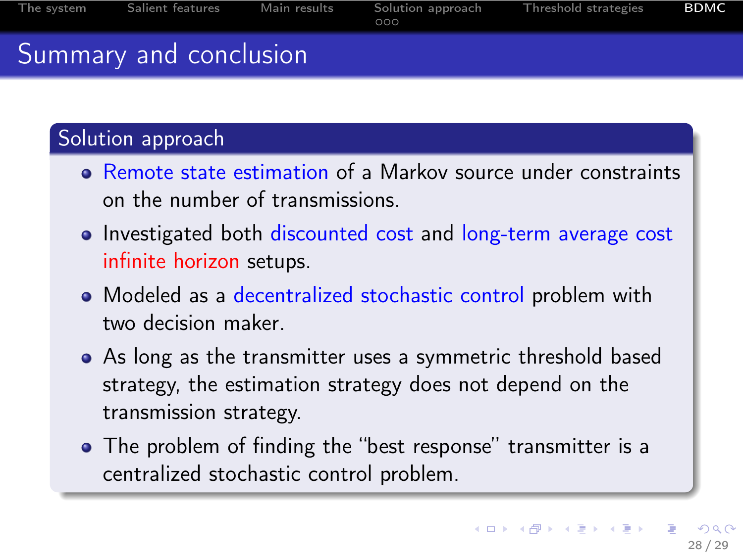# Summary and conclusion

## Solution approach

- Remote state estimation of a Markov source under constraints on the number of transmissions.
- Investigated both discounted cost and long-term average cost infinite horizon setups.
- Modeled as a decentralized stochastic control problem with two decision maker.
- As long as the transmitter uses a symmetric threshold based strategy, the estimation strategy does not depend on the transmission strategy.
- The problem of finding the "best response" transmitter is a centralized stochastic control problem.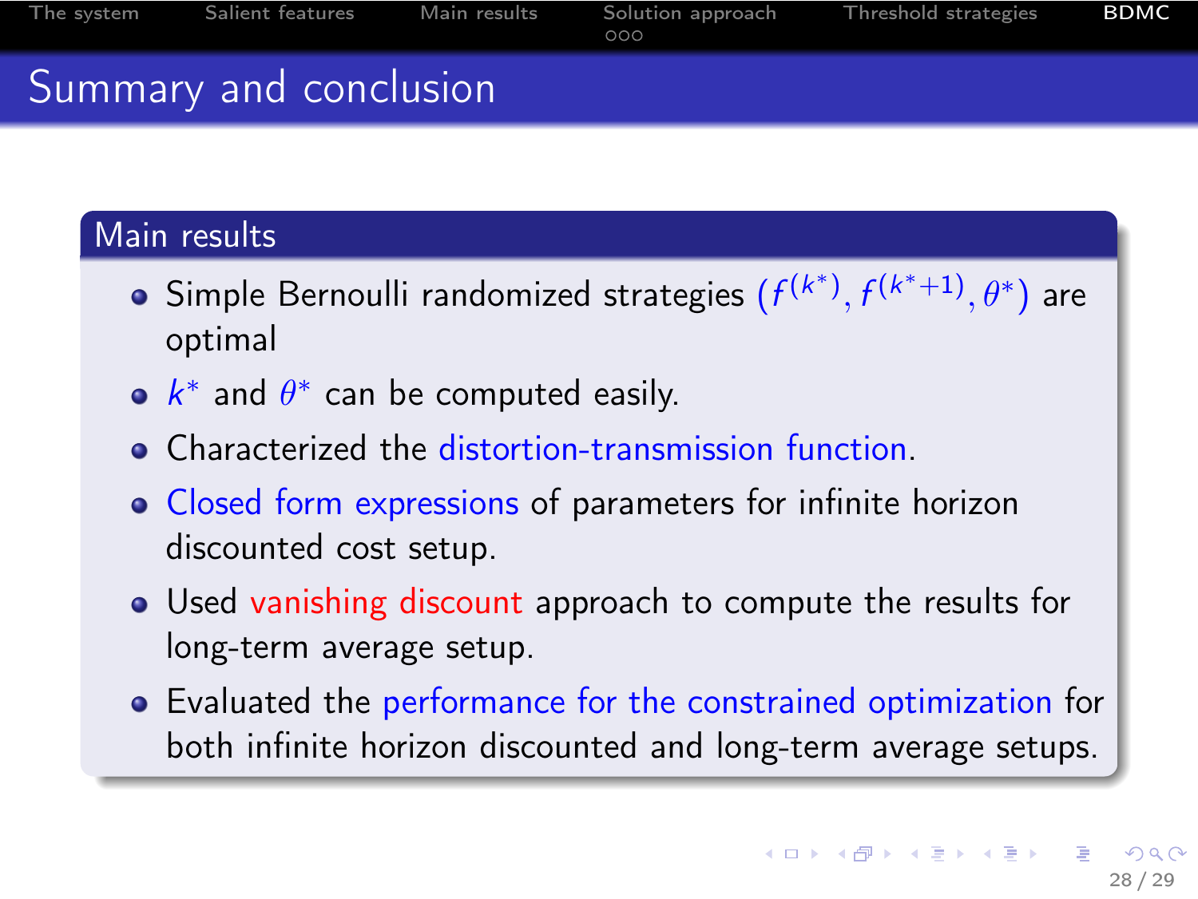# Summary and conclusion

## Main results

- Simple Bernoulli randomized strategies $(f^{(k^*)}, f^{(k^*+1)}, \theta^*)$ are optimal
- $k^*$ and $\theta^*$ can be computed easily.
- Characterized the distortion-transmission function.
- Closed form expressions of parameters for infinite horizon discounted cost setup.
- Used vanishing discount approach to compute the results for long-term average setup.
- Evaluated the performance for the constrained optimization for both infinite horizon discounted and long-term average setups.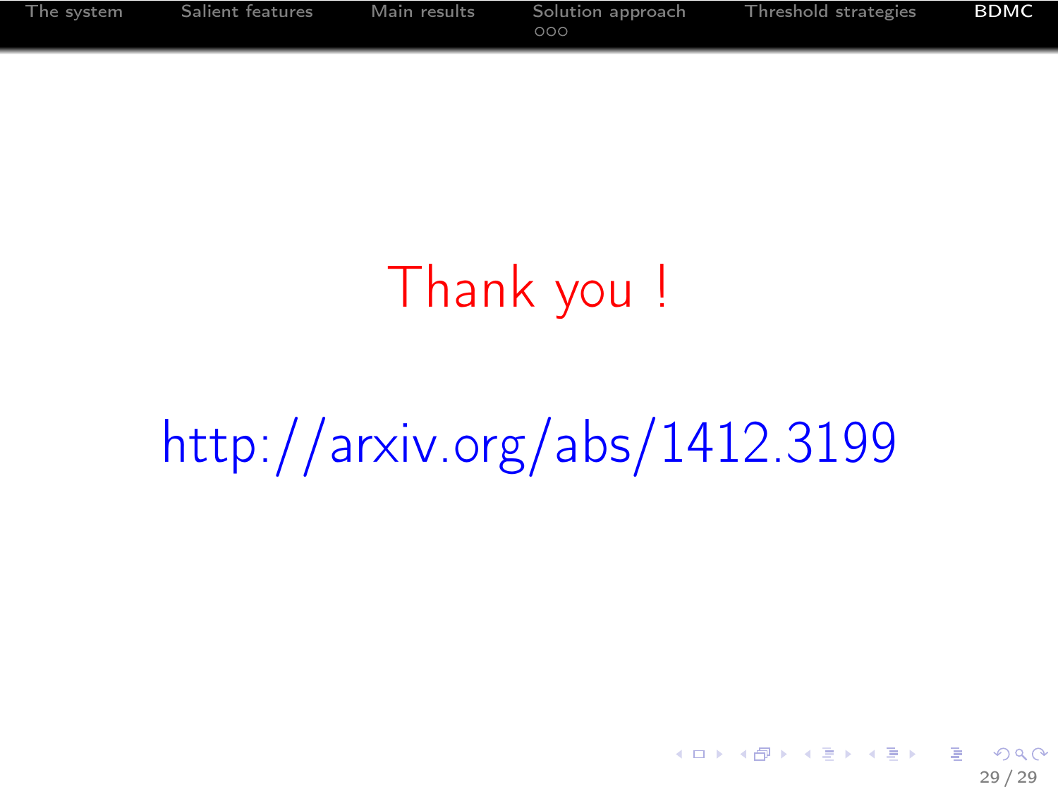Thank you !

http://arxiv.org/abs/1412.3199